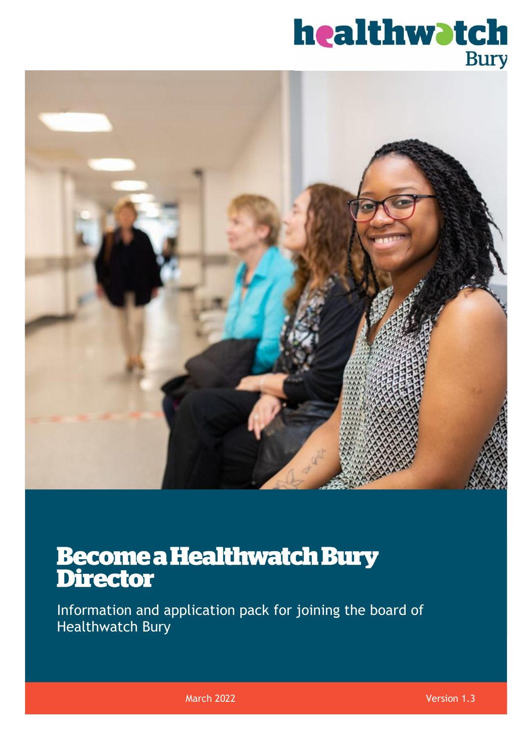healthwatch Bury

# Become a Healthwatch Bury Director

Information and application pack for joining the board of Healthwatch Bury

March 2022

Version 1.3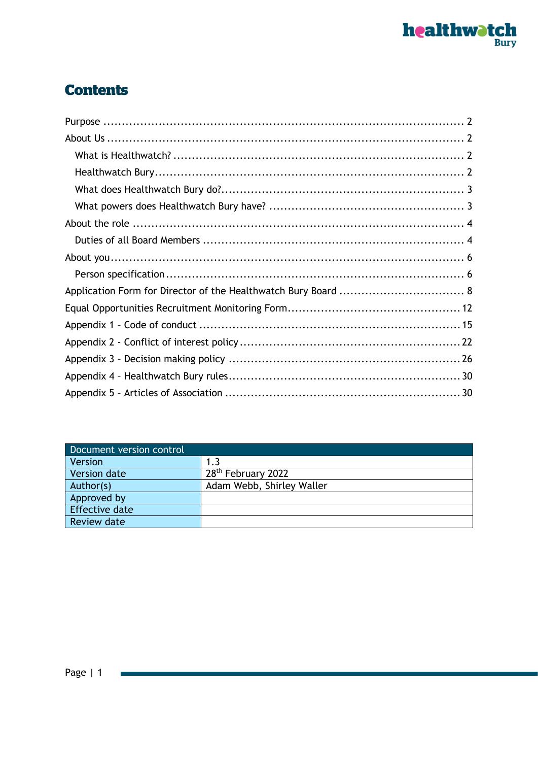# Contents

- Purpose ........................................................................................ 2
- About Us ...................................................................................... 2
  - What is Healthwatch? ..................................................................... 2
  - Healthwatch Bury ........................................................................... 2
  - What does Healthwatch Bury do? ....................................................... 3
  - What powers does Healthwatch Bury have? ........................................... 3
- About the role ............................................................................... 4
  - Duties of all Board Members ............................................................. 4
- About you ..................................................................................... 6
  - Person specification ........................................................................ 6
- Application Form for Director of the Healthwatch Bury Board ......................... 8
- Equal Opportunities Recruitment Monitoring Form ......................................... 12
- Appendix 1 – Code of conduct ............................................................. 15
- Appendix 2 - Conflict of interest policy .................................................. 22
- Appendix 3 – Decision making policy ..................................................... 26
- Appendix 4 – Healthwatch Bury rules ...................................................... 30
- Appendix 5 – Articles of Association ...................................................... 30

| Document version control | |
|---|---|
| Version | 1.3 |
| Version date | 28th February 2022 |
| Author(s) | Adam Webb, Shirley Waller |
| Approved by | |
| Effective date | |
| Review date | |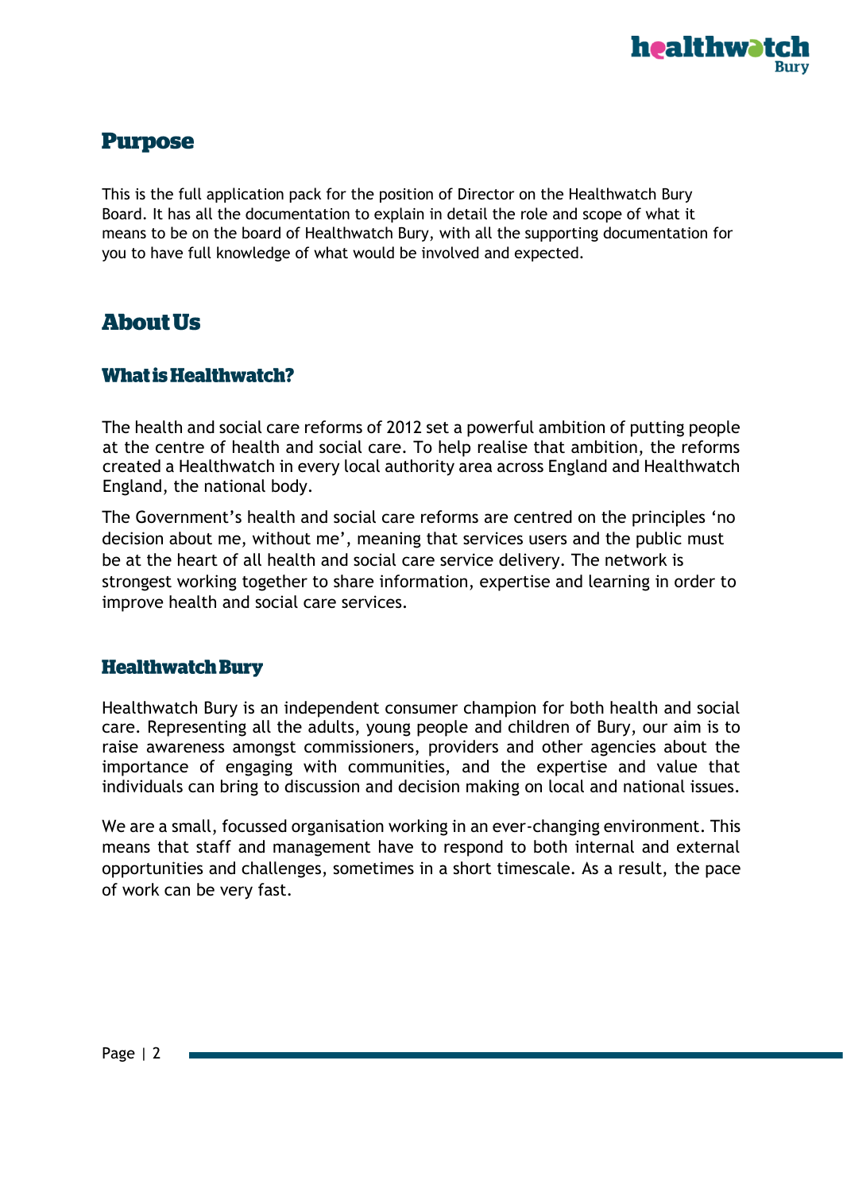## Purpose

This is the full application pack for the position of Director on the Healthwatch Bury Board. It has all the documentation to explain in detail the role and scope of what it means to be on the board of Healthwatch Bury, with all the supporting documentation for you to have full knowledge of what would be involved and expected.

## About Us

### What is Healthwatch?

The health and social care reforms of 2012 set a powerful ambition of putting people at the centre of health and social care. To help realise that ambition, the reforms created a Healthwatch in every local authority area across England and Healthwatch England, the national body.

The Government's health and social care reforms are centred on the principles 'no decision about me, without me', meaning that services users and the public must be at the heart of all health and social care service delivery. The network is strongest working together to share information, expertise and learning in order to improve health and social care services.

### Healthwatch Bury

Healthwatch Bury is an independent consumer champion for both health and social care. Representing all the adults, young people and children of Bury, our aim is to raise awareness amongst commissioners, providers and other agencies about the importance of engaging with communities, and the expertise and value that individuals can bring to discussion and decision making on local and national issues.

We are a small, focussed organisation working in an ever-changing environment. This means that staff and management have to respond to both internal and external opportunities and challenges, sometimes in a short timescale. As a result, the pace of work can be very fast.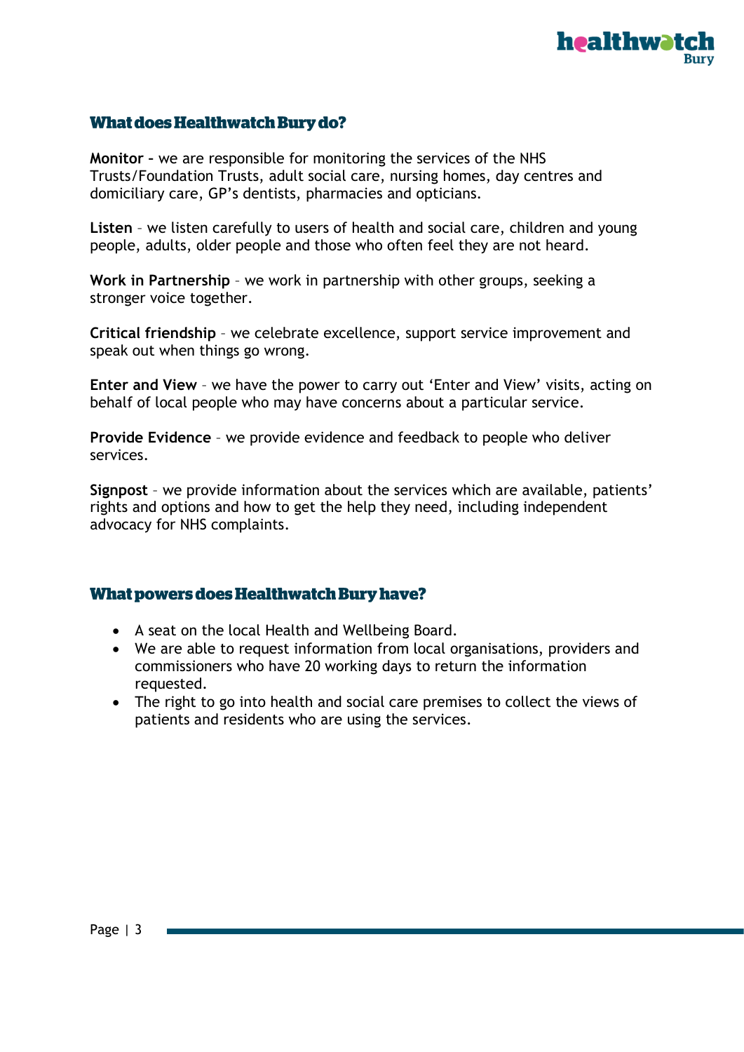## What does Healthwatch Bury do?

**Monitor** – we are responsible for monitoring the services of the NHS Trusts/Foundation Trusts, adult social care, nursing homes, day centres and domiciliary care, GP's dentists, pharmacies and opticians.

**Listen** – we listen carefully to users of health and social care, children and young people, adults, older people and those who often feel they are not heard.

**Work in Partnership** – we work in partnership with other groups, seeking a stronger voice together.

**Critical friendship** – we celebrate excellence, support service improvement and speak out when things go wrong.

**Enter and View** – we have the power to carry out 'Enter and View' visits, acting on behalf of local people who may have concerns about a particular service.

**Provide Evidence** – we provide evidence and feedback to people who deliver services.

**Signpost** – we provide information about the services which are available, patients' rights and options and how to get the help they need, including independent advocacy for NHS complaints.

## What powers does Healthwatch Bury have?

- A seat on the local Health and Wellbeing Board.
- We are able to request information from local organisations, providers and commissioners who have 20 working days to return the information requested.
- The right to go into health and social care premises to collect the views of patients and residents who are using the services.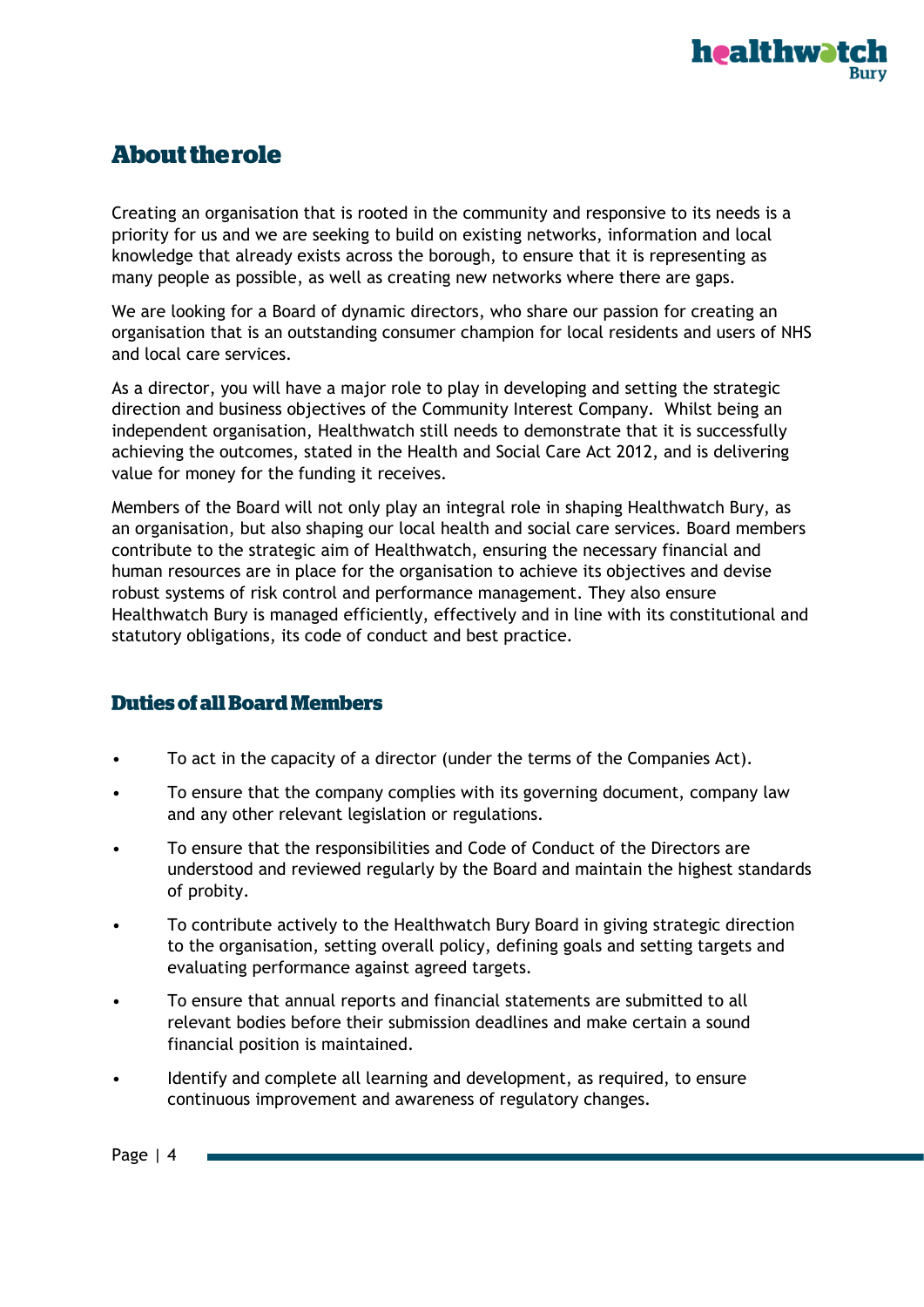## About the role

Creating an organisation that is rooted in the community and responsive to its needs is a priority for us and we are seeking to build on existing networks, information and local knowledge that already exists across the borough, to ensure that it is representing as many people as possible, as well as creating new networks where there are gaps.

We are looking for a Board of dynamic directors, who share our passion for creating an organisation that is an outstanding consumer champion for local residents and users of NHS and local care services.

As a director, you will have a major role to play in developing and setting the strategic direction and business objectives of the Community Interest Company. Whilst being an independent organisation, Healthwatch still needs to demonstrate that it is successfully achieving the outcomes, stated in the Health and Social Care Act 2012, and is delivering value for money for the funding it receives.

Members of the Board will not only play an integral role in shaping Healthwatch Bury, as an organisation, but also shaping our local health and social care services. Board members contribute to the strategic aim of Healthwatch, ensuring the necessary financial and human resources are in place for the organisation to achieve its objectives and devise robust systems of risk control and performance management. They also ensure Healthwatch Bury is managed efficiently, effectively and in line with its constitutional and statutory obligations, its code of conduct and best practice.

### Duties of all Board Members

- To act in the capacity of a director (under the terms of the Companies Act).
- To ensure that the company complies with its governing document, company law and any other relevant legislation or regulations.
- To ensure that the responsibilities and Code of Conduct of the Directors are understood and reviewed regularly by the Board and maintain the highest standards of probity.
- To contribute actively to the Healthwatch Bury Board in giving strategic direction to the organisation, setting overall policy, defining goals and setting targets and evaluating performance against agreed targets.
- To ensure that annual reports and financial statements are submitted to all relevant bodies before their submission deadlines and make certain a sound financial position is maintained.
- Identify and complete all learning and development, as required, to ensure continuous improvement and awareness of regulatory changes.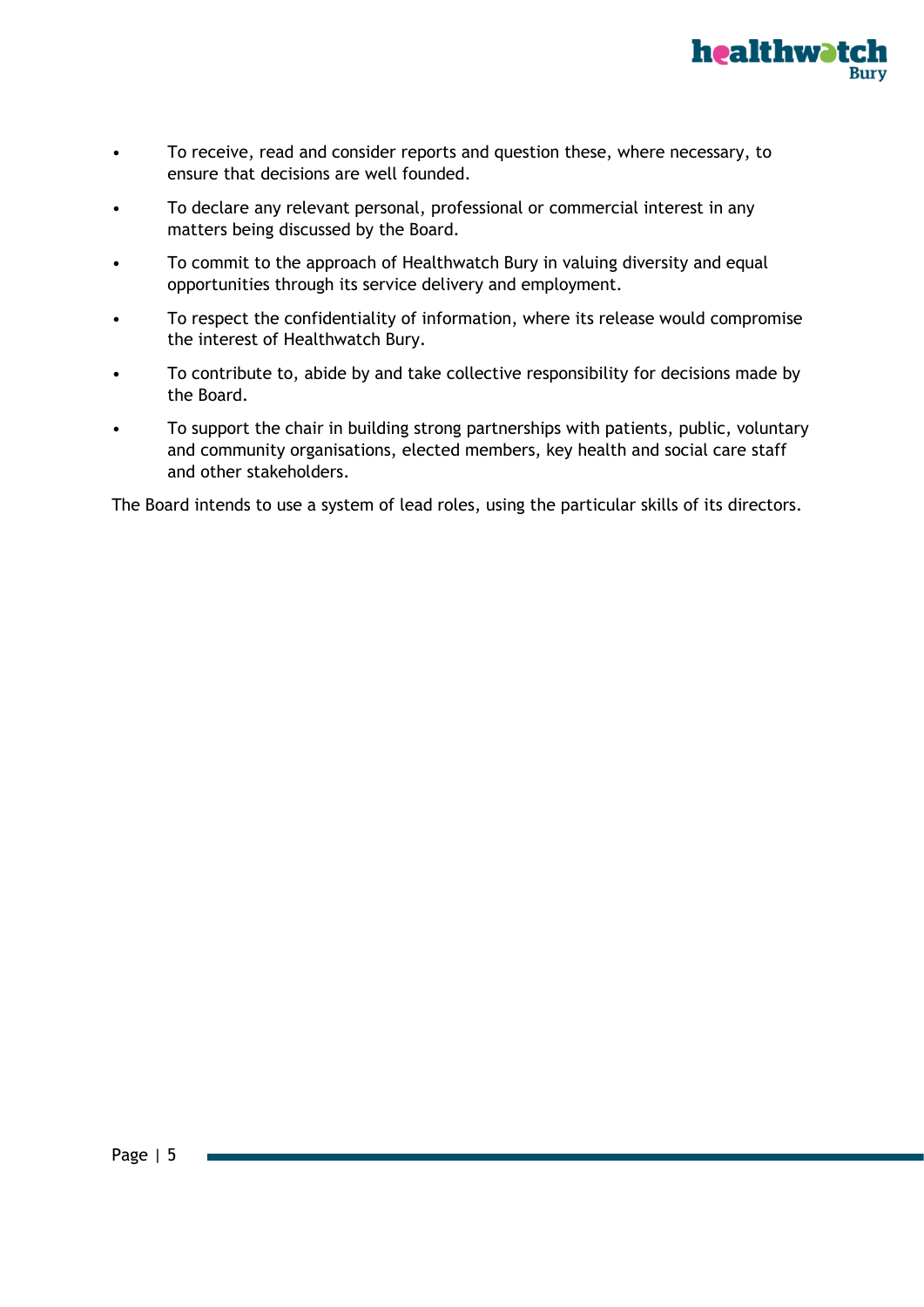- To receive, read and consider reports and question these, where necessary, to ensure that decisions are well founded.
- To declare any relevant personal, professional or commercial interest in any matters being discussed by the Board.
- To commit to the approach of Healthwatch Bury in valuing diversity and equal opportunities through its service delivery and employment.
- To respect the confidentiality of information, where its release would compromise the interest of Healthwatch Bury.
- To contribute to, abide by and take collective responsibility for decisions made by the Board.
- To support the chair in building strong partnerships with patients, public, voluntary and community organisations, elected members, key health and social care staff and other stakeholders.

The Board intends to use a system of lead roles, using the particular skills of its directors.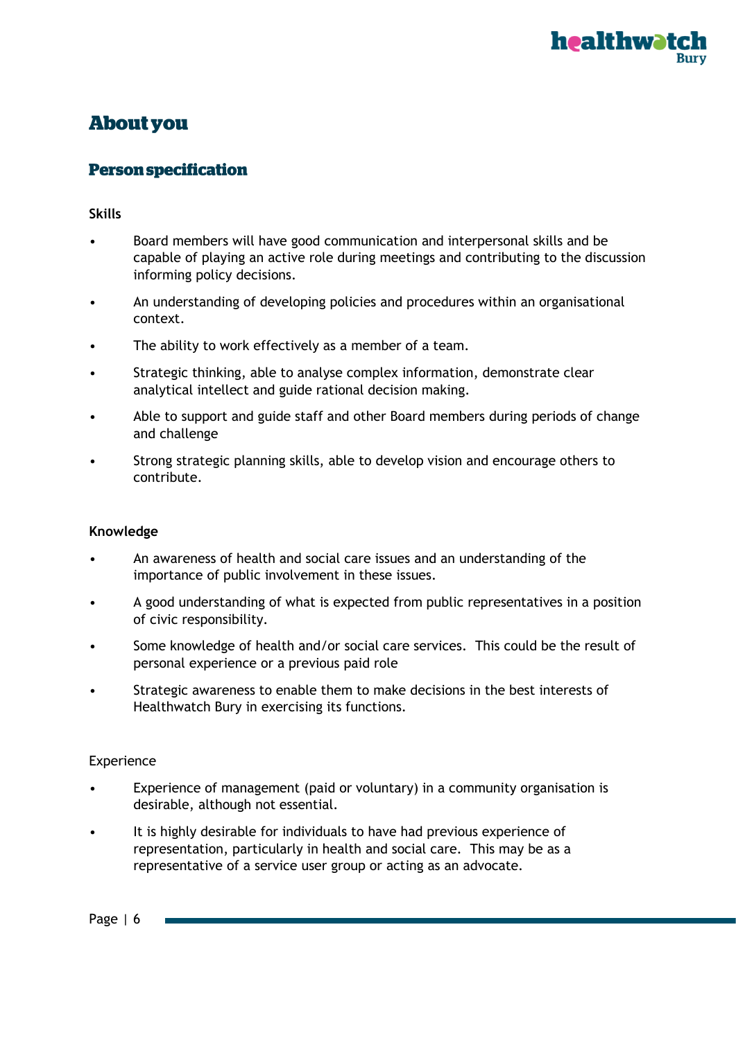# About you

## Person specification

**Skills**

- Board members will have good communication and interpersonal skills and be capable of playing an active role during meetings and contributing to the discussion informing policy decisions.
- An understanding of developing policies and procedures within an organisational context.
- The ability to work effectively as a member of a team.
- Strategic thinking, able to analyse complex information, demonstrate clear analytical intellect and guide rational decision making.
- Able to support and guide staff and other Board members during periods of change and challenge
- Strong strategic planning skills, able to develop vision and encourage others to contribute.

**Knowledge**

- An awareness of health and social care issues and an understanding of the importance of public involvement in these issues.
- A good understanding of what is expected from public representatives in a position of civic responsibility.
- Some knowledge of health and/or social care services. This could be the result of personal experience or a previous paid role
- Strategic awareness to enable them to make decisions in the best interests of Healthwatch Bury in exercising its functions.

Experience

- Experience of management (paid or voluntary) in a community organisation is desirable, although not essential.
- It is highly desirable for individuals to have had previous experience of representation, particularly in health and social care. This may be as a representative of a service user group or acting as an advocate.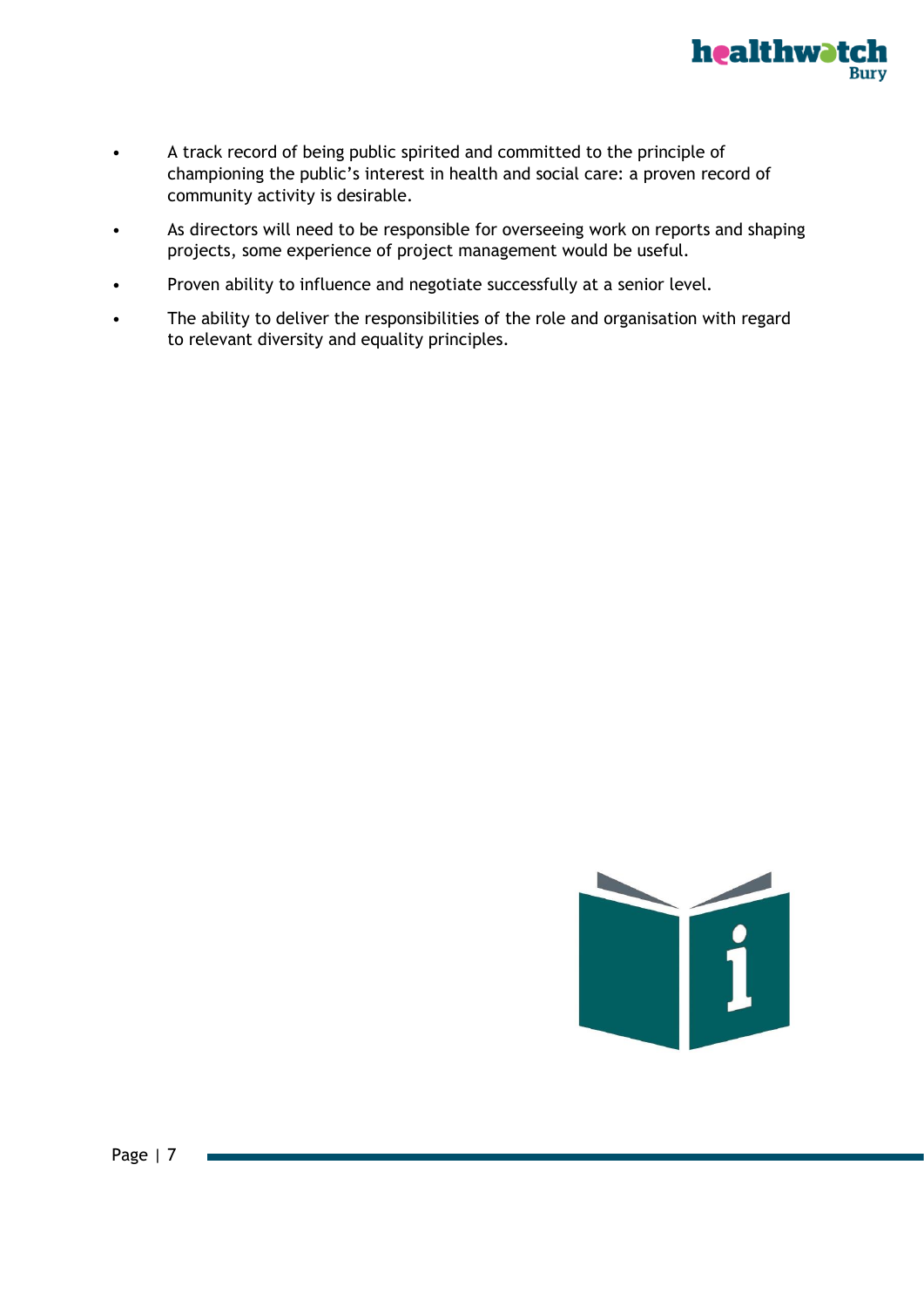- A track record of being public spirited and committed to the principle of championing the public's interest in health and social care: a proven record of community activity is desirable.
- As directors will need to be responsible for overseeing work on reports and shaping projects, some experience of project management would be useful.
- Proven ability to influence and negotiate successfully at a senior level.
- The ability to deliver the responsibilities of the role and organisation with regard to relevant diversity and equality principles.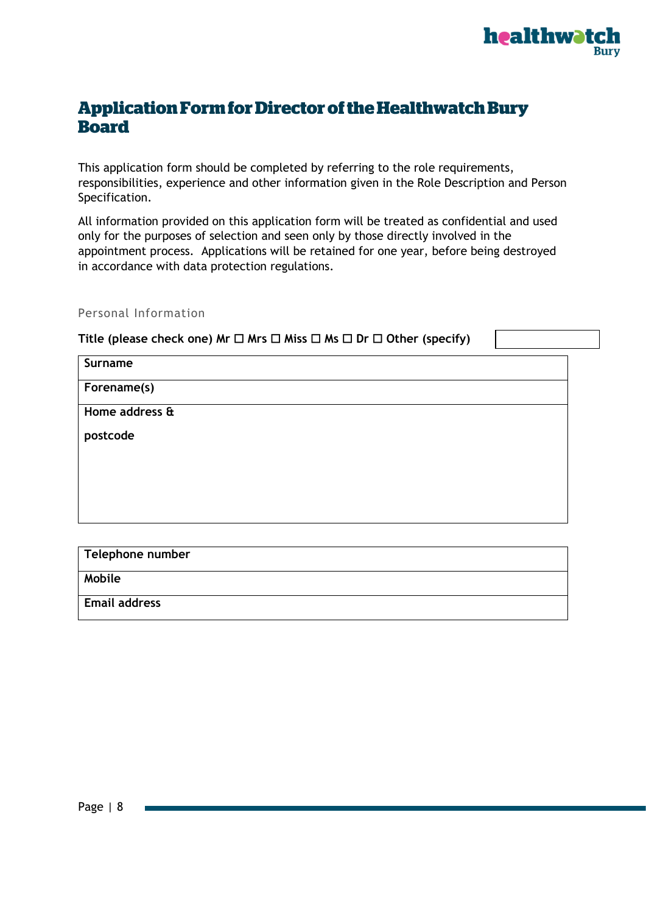# Application Form for Director of the Healthwatch Bury Board

This application form should be completed by referring to the role requirements, responsibilities, experience and other information given in the Role Description and Person Specification.

All information provided on this application form will be treated as confidential and used only for the purposes of selection and seen only by those directly involved in the appointment process. Applications will be retained for one year, before being destroyed in accordance with data protection regulations.

Personal Information

**Title (please check one) Mr ☐ Mrs ☐ Miss ☐ Ms ☐ Dr ☐ Other (specify)**

| | |
|---|---|
| **Surname** | |
| **Forename(s)** | |
| **Home address & postcode** | |

| | |
|---|---|
| **Telephone number** | |
| **Mobile** | |
| **Email address** | |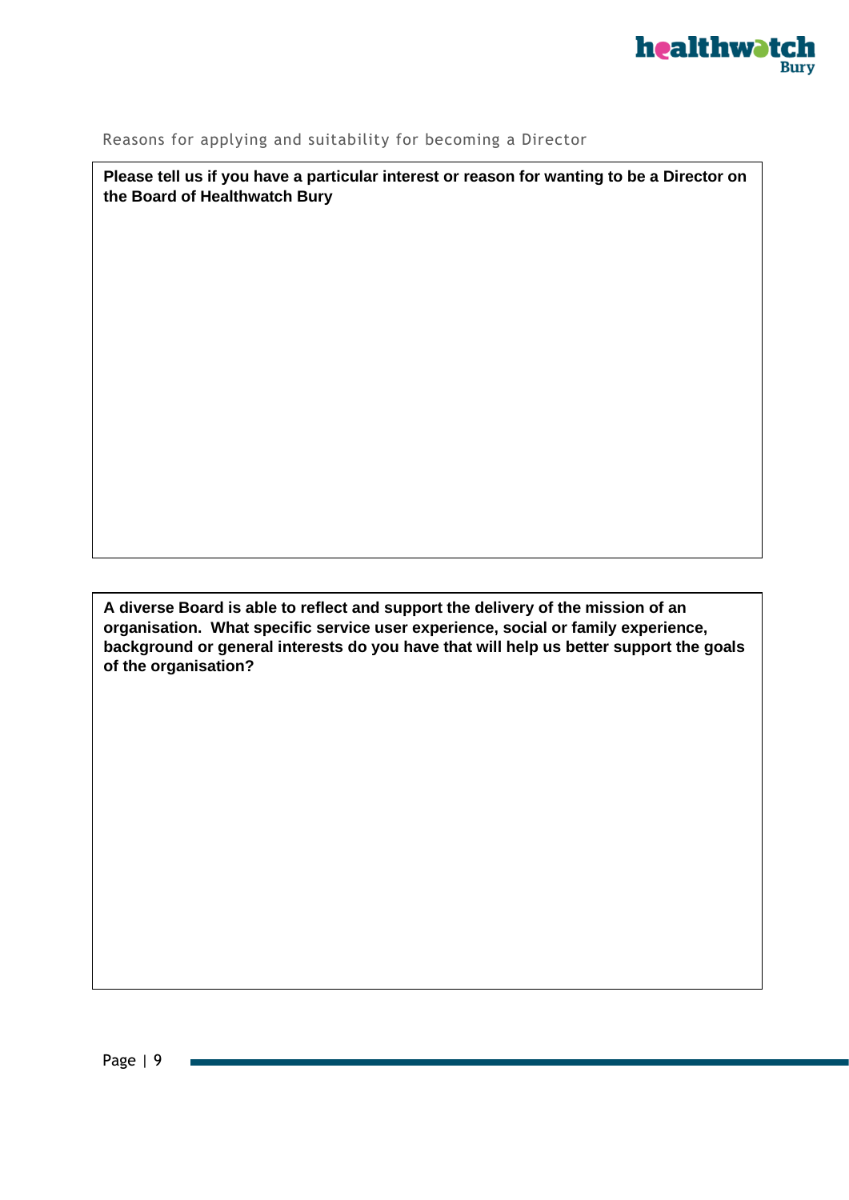Reasons for applying and suitability for becoming a Director

**Please tell us if you have a particular interest or reason for wanting to be a Director on the Board of Healthwatch Bury**

**A diverse Board is able to reflect and support the delivery of the mission of an organisation. What specific service user experience, social or family experience, background or general interests do you have that will help us better support the goals of the organisation?**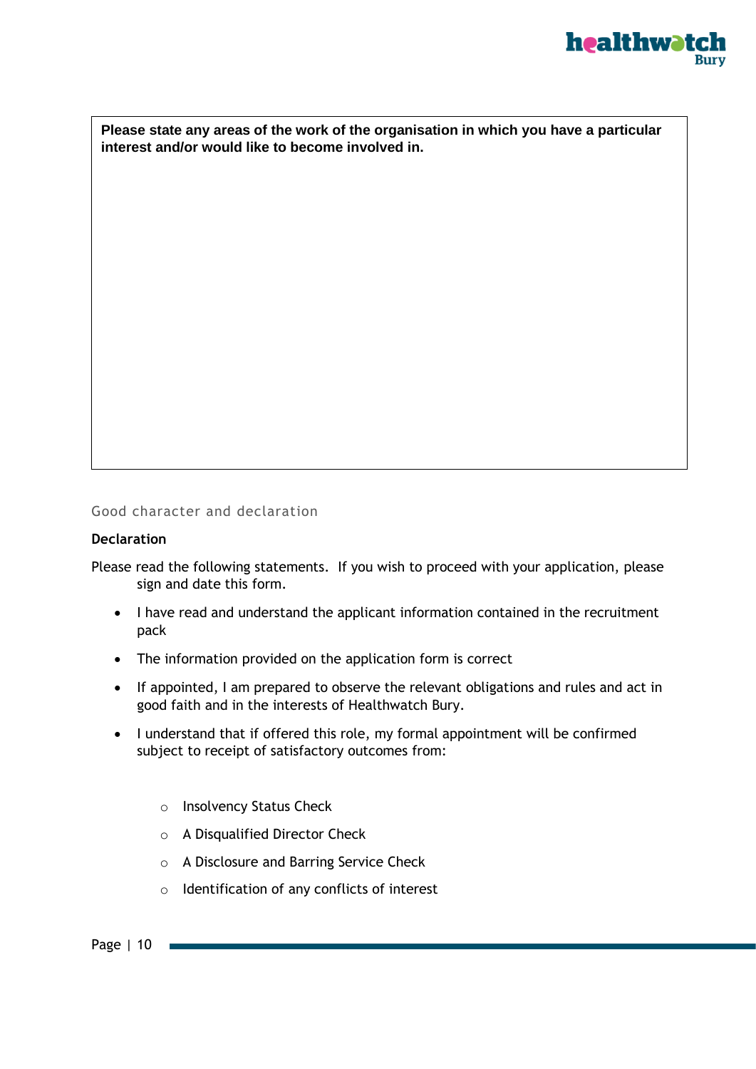**Please state any areas of the work of the organisation in which you have a particular interest and/or would like to become involved in.**

## Good character and declaration

**Declaration**

Please read the following statements. If you wish to proceed with your application, please sign and date this form.

- I have read and understand the applicant information contained in the recruitment pack
- The information provided on the application form is correct
- If appointed, I am prepared to observe the relevant obligations and rules and act in good faith and in the interests of Healthwatch Bury.
- I understand that if offered this role, my formal appointment will be confirmed subject to receipt of satisfactory outcomes from:
    - Insolvency Status Check
    - A Disqualified Director Check
    - A Disclosure and Barring Service Check
    - Identification of any conflicts of interest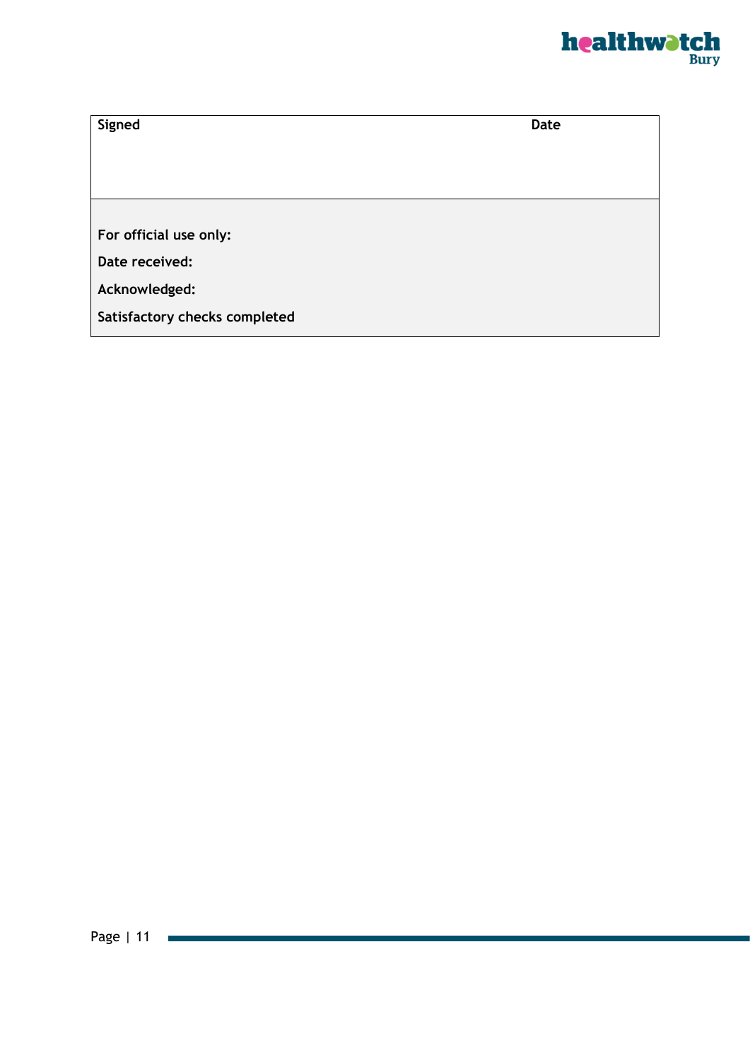| | |
|---|---|
| **Signed** | **Date** |

**For official use only:**

**Date received:**

**Acknowledged:**

**Satisfactory checks completed**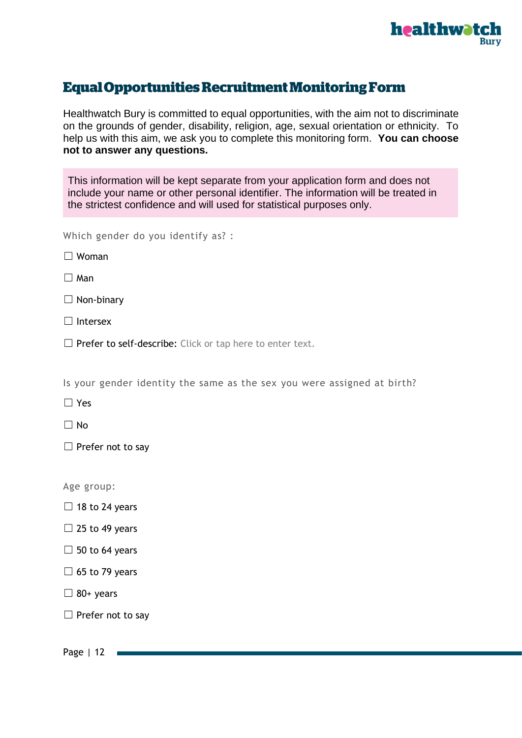# Equal Opportunities Recruitment Monitoring Form

Healthwatch Bury is committed to equal opportunities, with the aim not to discriminate on the grounds of gender, disability, religion, age, sexual orientation or ethnicity. To help us with this aim, we ask you to complete this monitoring form. **You can choose not to answer any questions.**

This information will be kept separate from your application form and does not include your name or other personal identifier. The information will be treated in the strictest confidence and will used for statistical purposes only.

Which gender do you identify as? :

☐ Woman

☐ Man

☐ Non-binary

☐ Intersex

☐ Prefer to self-describe: Click or tap here to enter text.

Is your gender identity the same as the sex you were assigned at birth?

☐ Yes

☐ No

☐ Prefer not to say

Age group:

☐ 18 to 24 years

☐ 25 to 49 years

☐ 50 to 64 years

☐ 65 to 79 years

☐ 80+ years

☐ Prefer not to say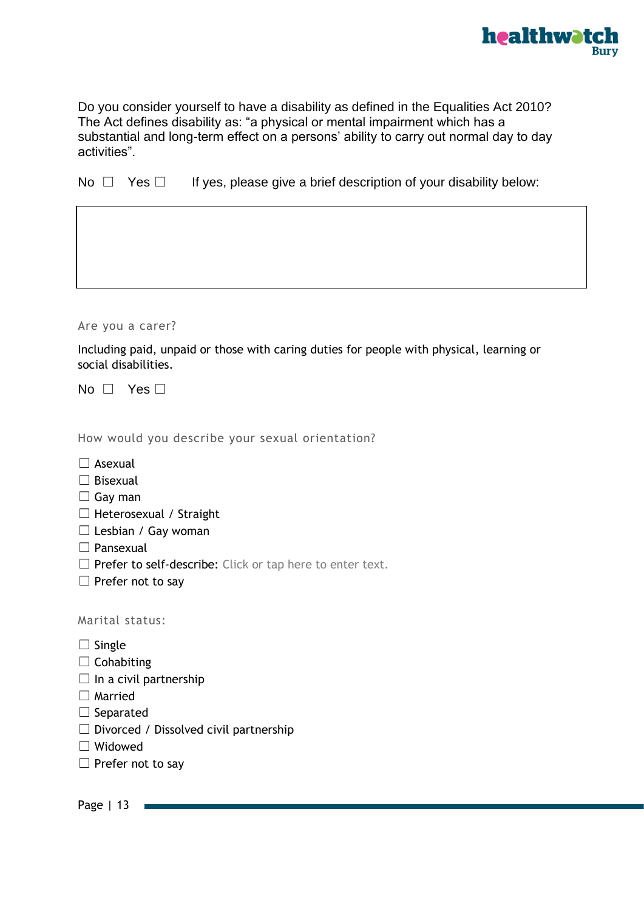Do you consider yourself to have a disability as defined in the Equalities Act 2010? The Act defines disability as: “a physical or mental impairment which has a substantial and long-term effect on a persons’ ability to carry out normal day to day activities”.

No ☐ Yes ☐ If yes, please give a brief description of your disability below:

| |
|---|
| |

Are you a carer?

Including paid, unpaid or those with caring duties for people with physical, learning or social disabilities.

No ☐ Yes ☐

How would you describe your sexual orientation?

☐ Asexual
☐ Bisexual
☐ Gay man
☐ Heterosexual / Straight
☐ Lesbian / Gay woman
☐ Pansexual
☐ Prefer to self-describe: Click or tap here to enter text.
☐ Prefer not to say

Marital status:

☐ Single
☐ Cohabiting
☐ In a civil partnership
☐ Married
☐ Separated
☐ Divorced / Dissolved civil partnership
☐ Widowed
☐ Prefer not to say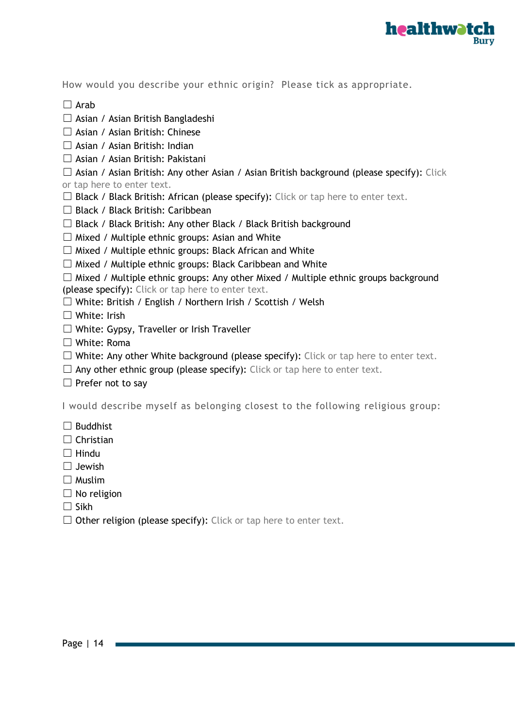How would you describe your ethnic origin? Please tick as appropriate.

☐ Arab
☐ Asian / Asian British Bangladeshi
☐ Asian / Asian British: Chinese
☐ Asian / Asian British: Indian
☐ Asian / Asian British: Pakistani
☐ Asian / Asian British: Any other Asian / Asian British background (please specify): Click or tap here to enter text.
☐ Black / Black British: African (please specify): Click or tap here to enter text.
☐ Black / Black British: Caribbean
☐ Black / Black British: Any other Black / Black British background
☐ Mixed / Multiple ethnic groups: Asian and White
☐ Mixed / Multiple ethnic groups: Black African and White
☐ Mixed / Multiple ethnic groups: Black Caribbean and White
☐ Mixed / Multiple ethnic groups: Any other Mixed / Multiple ethnic groups background (please specify): Click or tap here to enter text.
☐ White: British / English / Northern Irish / Scottish / Welsh
☐ White: Irish
☐ White: Gypsy, Traveller or Irish Traveller
☐ White: Roma
☐ White: Any other White background (please specify): Click or tap here to enter text.
☐ Any other ethnic group (please specify): Click or tap here to enter text.
☐ Prefer not to say

I would describe myself as belonging closest to the following religious group:

☐ Buddhist
☐ Christian
☐ Hindu
☐ Jewish
☐ Muslim
☐ No religion
☐ Sikh
☐ Other religion (please specify): Click or tap here to enter text.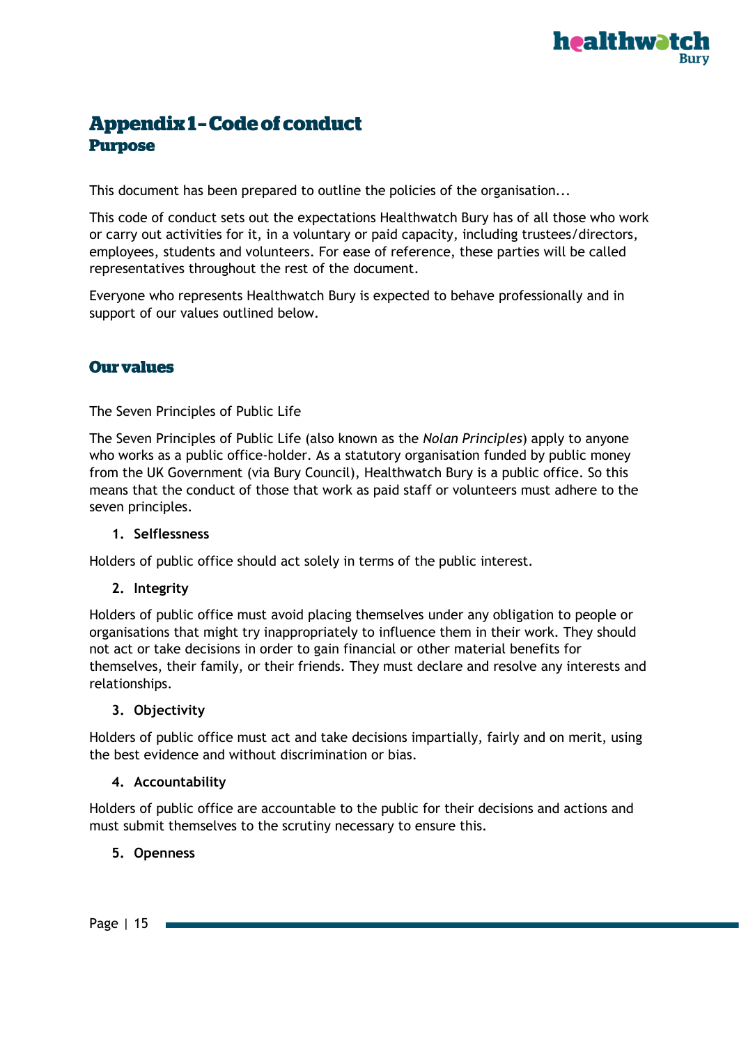# Appendix 1 – Code of conduct

## Purpose

This document has been prepared to outline the policies of the organisation...

This code of conduct sets out the expectations Healthwatch Bury has of all those who work or carry out activities for it, in a voluntary or paid capacity, including trustees/directors, employees, students and volunteers. For ease of reference, these parties will be called representatives throughout the rest of the document.

Everyone who represents Healthwatch Bury is expected to behave professionally and in support of our values outlined below.

## Our values

The Seven Principles of Public Life

The Seven Principles of Public Life (also known as the *Nolan Principles*) apply to anyone who works as a public office-holder. As a statutory organisation funded by public money from the UK Government (via Bury Council), Healthwatch Bury is a public office. So this means that the conduct of those that work as paid staff or volunteers must adhere to the seven principles.

1. **Selflessness**

Holders of public office should act solely in terms of the public interest.

2. **Integrity**

Holders of public office must avoid placing themselves under any obligation to people or organisations that might try inappropriately to influence them in their work. They should not act or take decisions in order to gain financial or other material benefits for themselves, their family, or their friends. They must declare and resolve any interests and relationships.

3. **Objectivity**

Holders of public office must act and take decisions impartially, fairly and on merit, using the best evidence and without discrimination or bias.

4. **Accountability**

Holders of public office are accountable to the public for their decisions and actions and must submit themselves to the scrutiny necessary to ensure this.

5. **Openness**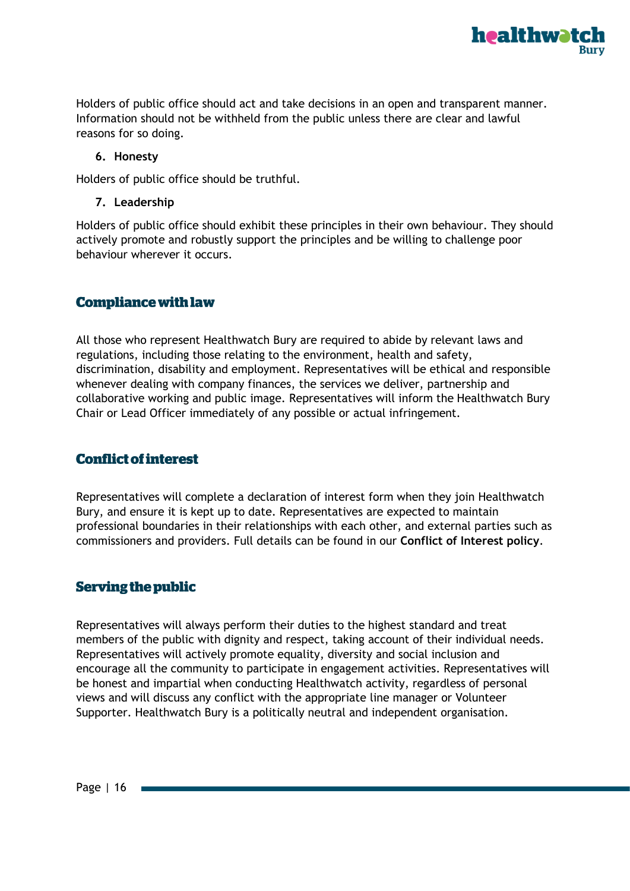Holders of public office should act and take decisions in an open and transparent manner. Information should not be withheld from the public unless there are clear and lawful reasons for so doing.

6. **Honesty**

Holders of public office should be truthful.

7. **Leadership**

Holders of public office should exhibit these principles in their own behaviour. They should actively promote and robustly support the principles and be willing to challenge poor behaviour wherever it occurs.

## Compliance with law

All those who represent Healthwatch Bury are required to abide by relevant laws and regulations, including those relating to the environment, health and safety, discrimination, disability and employment. Representatives will be ethical and responsible whenever dealing with company finances, the services we deliver, partnership and collaborative working and public image. Representatives will inform the Healthwatch Bury Chair or Lead Officer immediately of any possible or actual infringement.

## Conflict of interest

Representatives will complete a declaration of interest form when they join Healthwatch Bury, and ensure it is kept up to date. Representatives are expected to maintain professional boundaries in their relationships with each other, and external parties such as commissioners and providers. Full details can be found in our **Conflict of Interest policy**.

## Serving the public

Representatives will always perform their duties to the highest standard and treat members of the public with dignity and respect, taking account of their individual needs. Representatives will actively promote equality, diversity and social inclusion and encourage all the community to participate in engagement activities. Representatives will be honest and impartial when conducting Healthwatch activity, regardless of personal views and will discuss any conflict with the appropriate line manager or Volunteer Supporter. Healthwatch Bury is a politically neutral and independent organisation.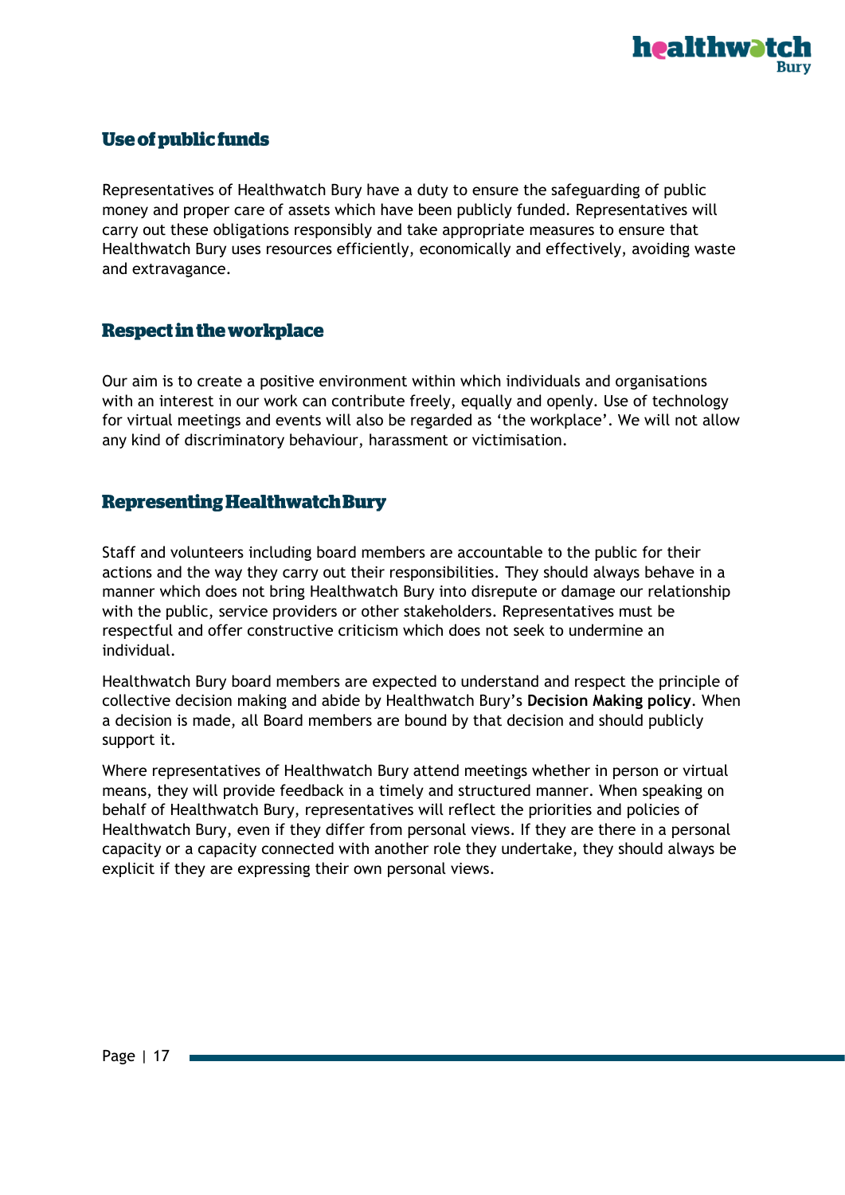## Use of public funds

Representatives of Healthwatch Bury have a duty to ensure the safeguarding of public money and proper care of assets which have been publicly funded. Representatives will carry out these obligations responsibly and take appropriate measures to ensure that Healthwatch Bury uses resources efficiently, economically and effectively, avoiding waste and extravagance.

## Respect in the workplace

Our aim is to create a positive environment within which individuals and organisations with an interest in our work can contribute freely, equally and openly. Use of technology for virtual meetings and events will also be regarded as 'the workplace'. We will not allow any kind of discriminatory behaviour, harassment or victimisation.

## Representing Healthwatch Bury

Staff and volunteers including board members are accountable to the public for their actions and the way they carry out their responsibilities. They should always behave in a manner which does not bring Healthwatch Bury into disrepute or damage our relationship with the public, service providers or other stakeholders. Representatives must be respectful and offer constructive criticism which does not seek to undermine an individual.

Healthwatch Bury board members are expected to understand and respect the principle of collective decision making and abide by Healthwatch Bury's **Decision Making policy**. When a decision is made, all Board members are bound by that decision and should publicly support it.

Where representatives of Healthwatch Bury attend meetings whether in person or virtual means, they will provide feedback in a timely and structured manner. When speaking on behalf of Healthwatch Bury, representatives will reflect the priorities and policies of Healthwatch Bury, even if they differ from personal views. If they are there in a personal capacity or a capacity connected with another role they undertake, they should always be explicit if they are expressing their own personal views.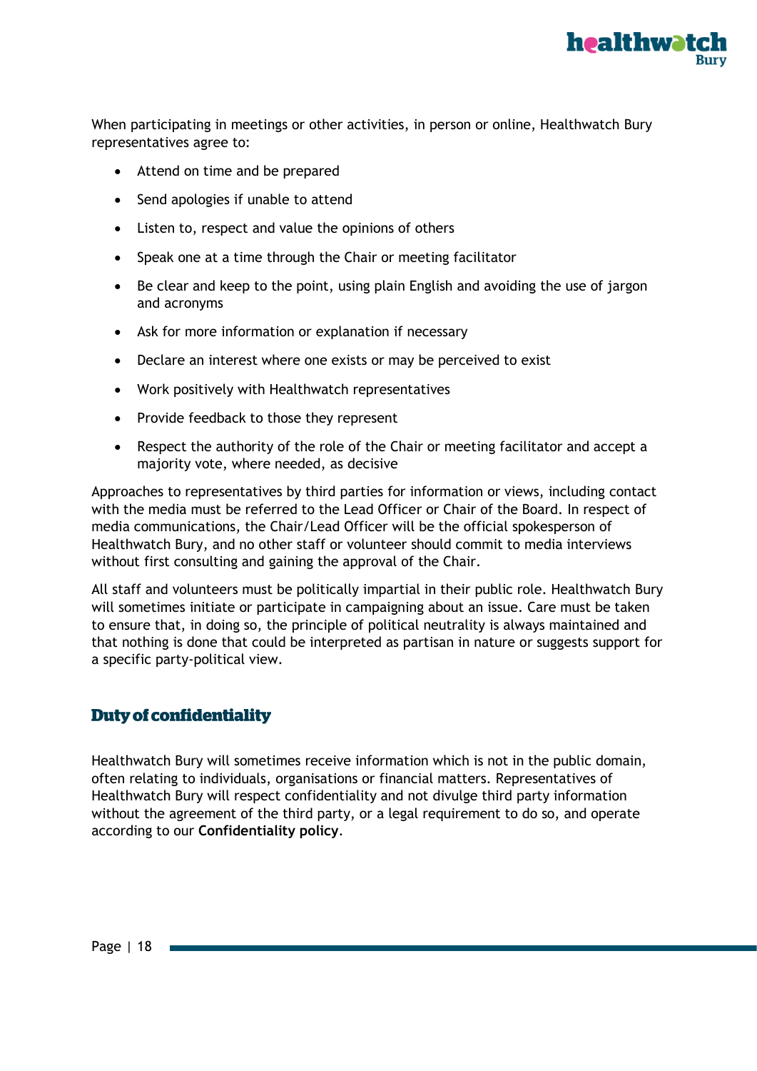When participating in meetings or other activities, in person or online, Healthwatch Bury representatives agree to:

- Attend on time and be prepared
- Send apologies if unable to attend
- Listen to, respect and value the opinions of others
- Speak one at a time through the Chair or meeting facilitator
- Be clear and keep to the point, using plain English and avoiding the use of jargon and acronyms
- Ask for more information or explanation if necessary
- Declare an interest where one exists or may be perceived to exist
- Work positively with Healthwatch representatives
- Provide feedback to those they represent
- Respect the authority of the role of the Chair or meeting facilitator and accept a majority vote, where needed, as decisive

Approaches to representatives by third parties for information or views, including contact with the media must be referred to the Lead Officer or Chair of the Board. In respect of media communications, the Chair/Lead Officer will be the official spokesperson of Healthwatch Bury, and no other staff or volunteer should commit to media interviews without first consulting and gaining the approval of the Chair.

All staff and volunteers must be politically impartial in their public role. Healthwatch Bury will sometimes initiate or participate in campaigning about an issue. Care must be taken to ensure that, in doing so, the principle of political neutrality is always maintained and that nothing is done that could be interpreted as partisan in nature or suggests support for a specific party-political view.

## Duty of confidentiality

Healthwatch Bury will sometimes receive information which is not in the public domain, often relating to individuals, organisations or financial matters. Representatives of Healthwatch Bury will respect confidentiality and not divulge third party information without the agreement of the third party, or a legal requirement to do so, and operate according to our **Confidentiality policy**.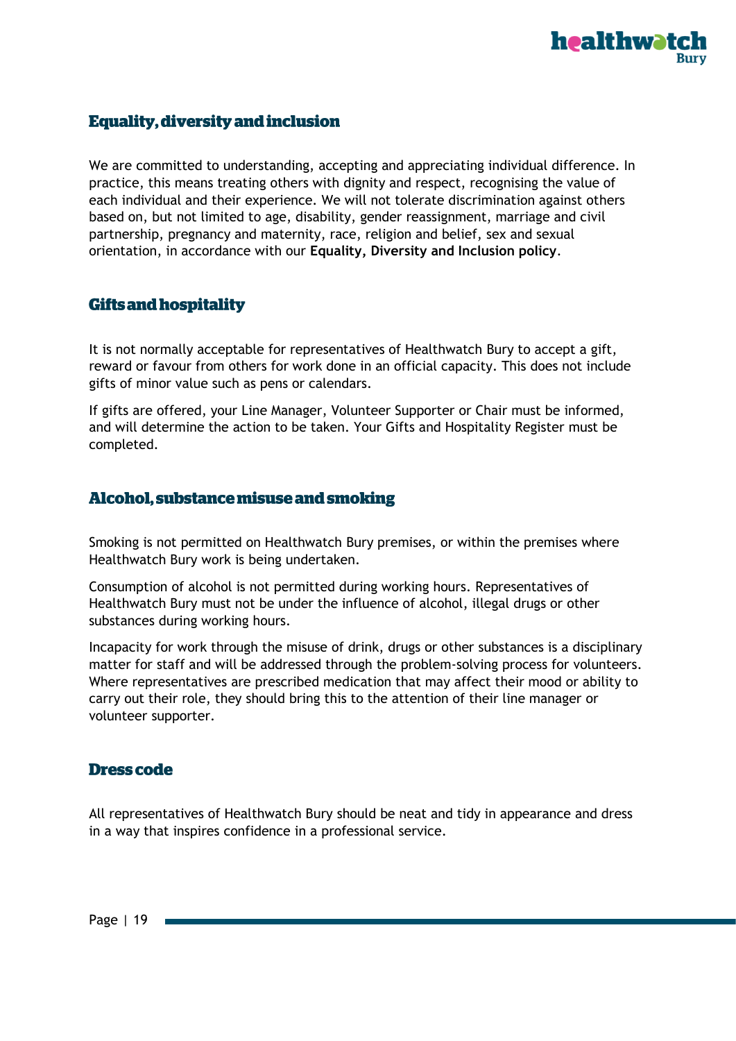## Equality, diversity and inclusion

We are committed to understanding, accepting and appreciating individual difference. In practice, this means treating others with dignity and respect, recognising the value of each individual and their experience. We will not tolerate discrimination against others based on, but not limited to age, disability, gender reassignment, marriage and civil partnership, pregnancy and maternity, race, religion and belief, sex and sexual orientation, in accordance with our **Equality, Diversity and Inclusion policy**.

## Gifts and hospitality

It is not normally acceptable for representatives of Healthwatch Bury to accept a gift, reward or favour from others for work done in an official capacity. This does not include gifts of minor value such as pens or calendars.

If gifts are offered, your Line Manager, Volunteer Supporter or Chair must be informed, and will determine the action to be taken. Your Gifts and Hospitality Register must be completed.

## Alcohol, substance misuse and smoking

Smoking is not permitted on Healthwatch Bury premises, or within the premises where Healthwatch Bury work is being undertaken.

Consumption of alcohol is not permitted during working hours. Representatives of Healthwatch Bury must not be under the influence of alcohol, illegal drugs or other substances during working hours.

Incapacity for work through the misuse of drink, drugs or other substances is a disciplinary matter for staff and will be addressed through the problem-solving process for volunteers. Where representatives are prescribed medication that may affect their mood or ability to carry out their role, they should bring this to the attention of their line manager or volunteer supporter.

## Dress code

All representatives of Healthwatch Bury should be neat and tidy in appearance and dress in a way that inspires confidence in a professional service.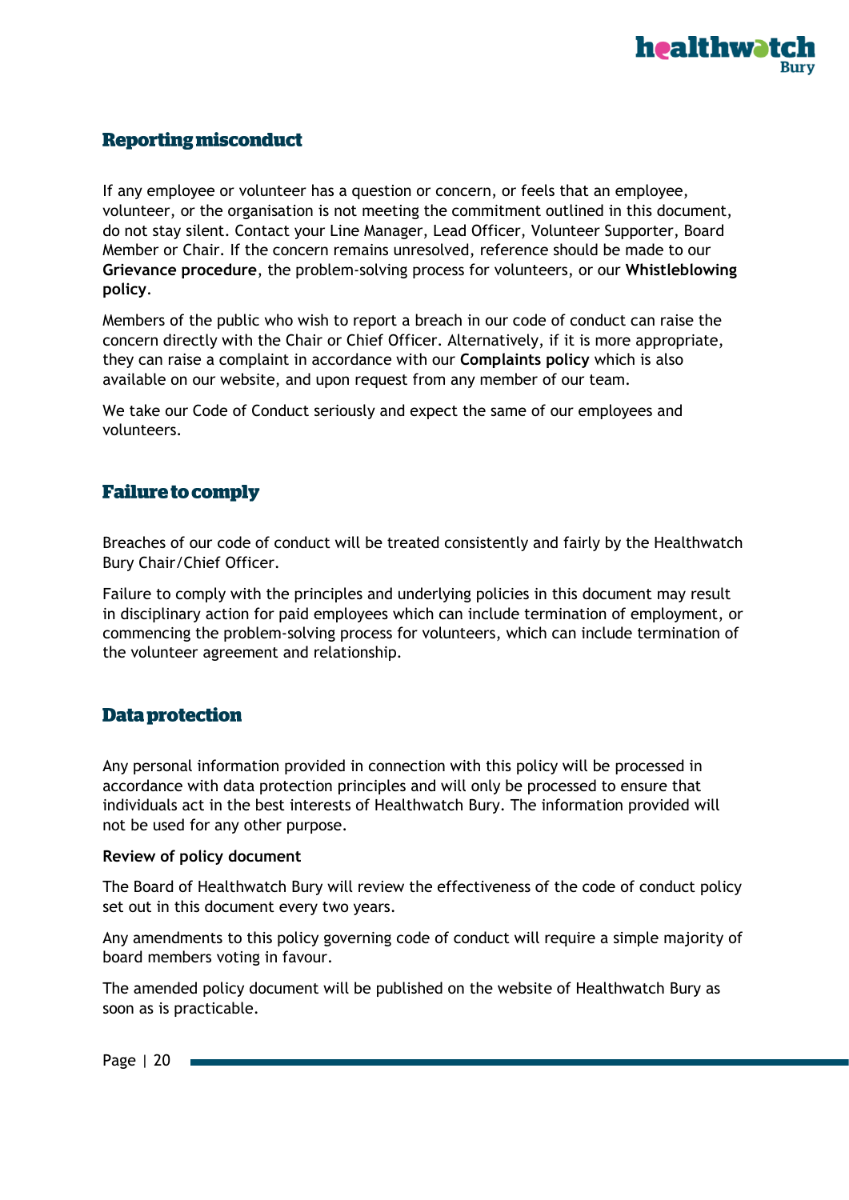## Reporting misconduct

If any employee or volunteer has a question or concern, or feels that an employee, volunteer, or the organisation is not meeting the commitment outlined in this document, do not stay silent. Contact your Line Manager, Lead Officer, Volunteer Supporter, Board Member or Chair. If the concern remains unresolved, reference should be made to our **Grievance procedure**, the problem-solving process for volunteers, or our **Whistleblowing policy**.

Members of the public who wish to report a breach in our code of conduct can raise the concern directly with the Chair or Chief Officer. Alternatively, if it is more appropriate, they can raise a complaint in accordance with our **Complaints policy** which is also available on our website, and upon request from any member of our team.

We take our Code of Conduct seriously and expect the same of our employees and volunteers.

## Failure to comply

Breaches of our code of conduct will be treated consistently and fairly by the Healthwatch Bury Chair/Chief Officer.

Failure to comply with the principles and underlying policies in this document may result in disciplinary action for paid employees which can include termination of employment, or commencing the problem-solving process for volunteers, which can include termination of the volunteer agreement and relationship.

## Data protection

Any personal information provided in connection with this policy will be processed in accordance with data protection principles and will only be processed to ensure that individuals act in the best interests of Healthwatch Bury. The information provided will not be used for any other purpose.

**Review of policy document**

The Board of Healthwatch Bury will review the effectiveness of the code of conduct policy set out in this document every two years.

Any amendments to this policy governing code of conduct will require a simple majority of board members voting in favour.

The amended policy document will be published on the website of Healthwatch Bury as soon as is practicable.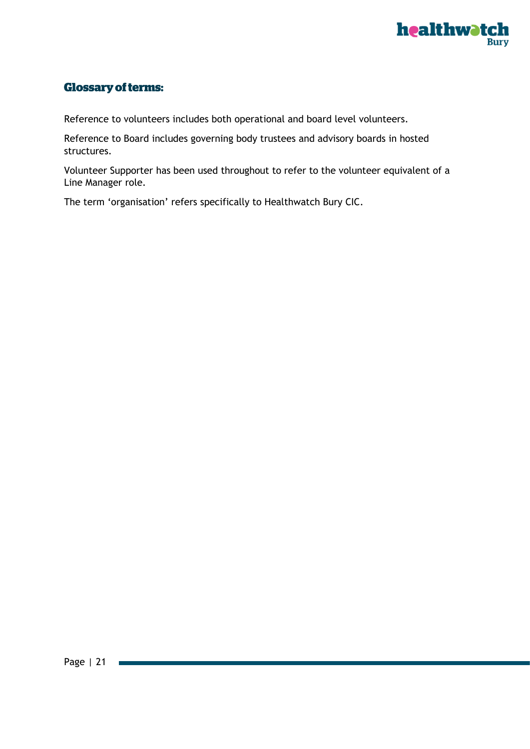## Glossary of terms:

Reference to volunteers includes both operational and board level volunteers.

Reference to Board includes governing body trustees and advisory boards in hosted structures.

Volunteer Supporter has been used throughout to refer to the volunteer equivalent of a Line Manager role.

The term 'organisation' refers specifically to Healthwatch Bury CIC.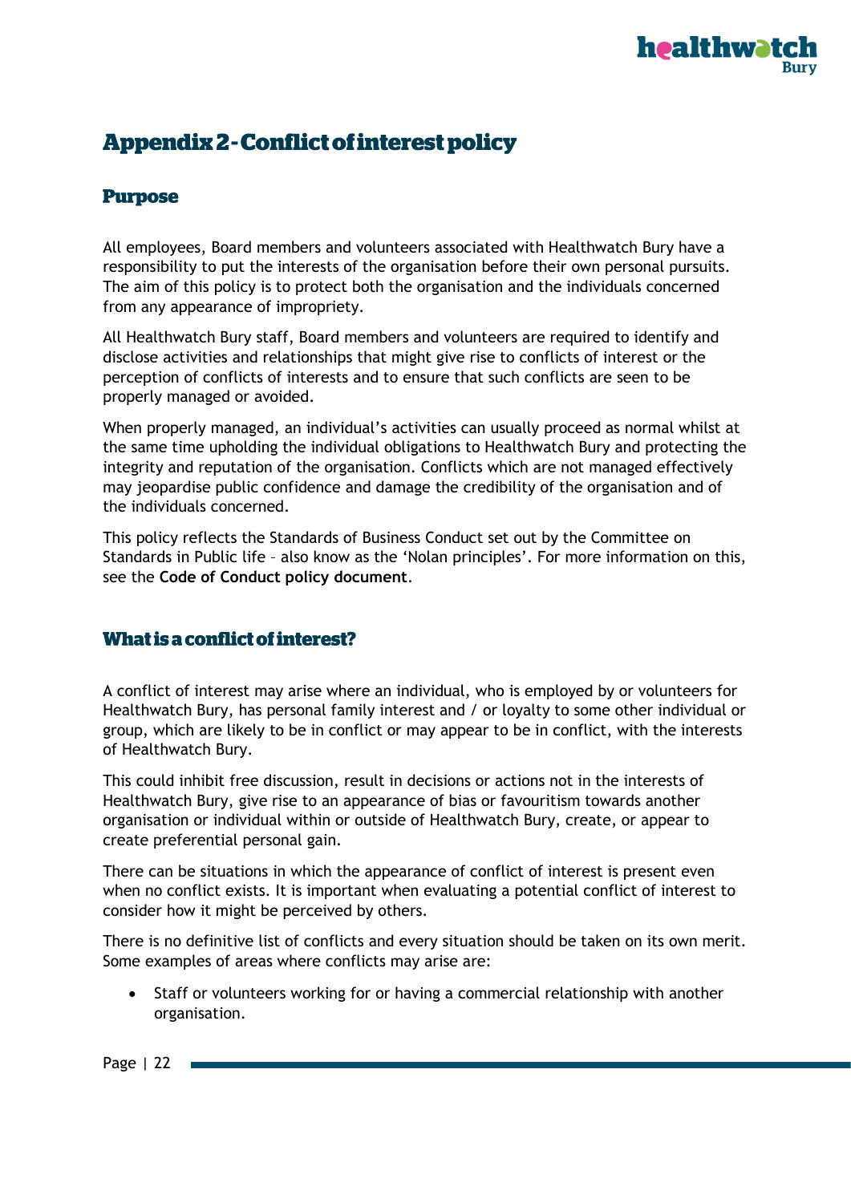# Appendix 2 - Conflict of interest policy

## Purpose

All employees, Board members and volunteers associated with Healthwatch Bury have a responsibility to put the interests of the organisation before their own personal pursuits. The aim of this policy is to protect both the organisation and the individuals concerned from any appearance of impropriety.

All Healthwatch Bury staff, Board members and volunteers are required to identify and disclose activities and relationships that might give rise to conflicts of interest or the perception of conflicts of interests and to ensure that such conflicts are seen to be properly managed or avoided.

When properly managed, an individual's activities can usually proceed as normal whilst at the same time upholding the individual obligations to Healthwatch Bury and protecting the integrity and reputation of the organisation. Conflicts which are not managed effectively may jeopardise public confidence and damage the credibility of the organisation and of the individuals concerned.

This policy reflects the Standards of Business Conduct set out by the Committee on Standards in Public life – also know as the 'Nolan principles'. For more information on this, see the **Code of Conduct policy document**.

## What is a conflict of interest?

A conflict of interest may arise where an individual, who is employed by or volunteers for Healthwatch Bury, has personal family interest and / or loyalty to some other individual or group, which are likely to be in conflict or may appear to be in conflict, with the interests of Healthwatch Bury.

This could inhibit free discussion, result in decisions or actions not in the interests of Healthwatch Bury, give rise to an appearance of bias or favouritism towards another organisation or individual within or outside of Healthwatch Bury, create, or appear to create preferential personal gain.

There can be situations in which the appearance of conflict of interest is present even when no conflict exists. It is important when evaluating a potential conflict of interest to consider how it might be perceived by others.

There is no definitive list of conflicts and every situation should be taken on its own merit. Some examples of areas where conflicts may arise are:

- Staff or volunteers working for or having a commercial relationship with another organisation.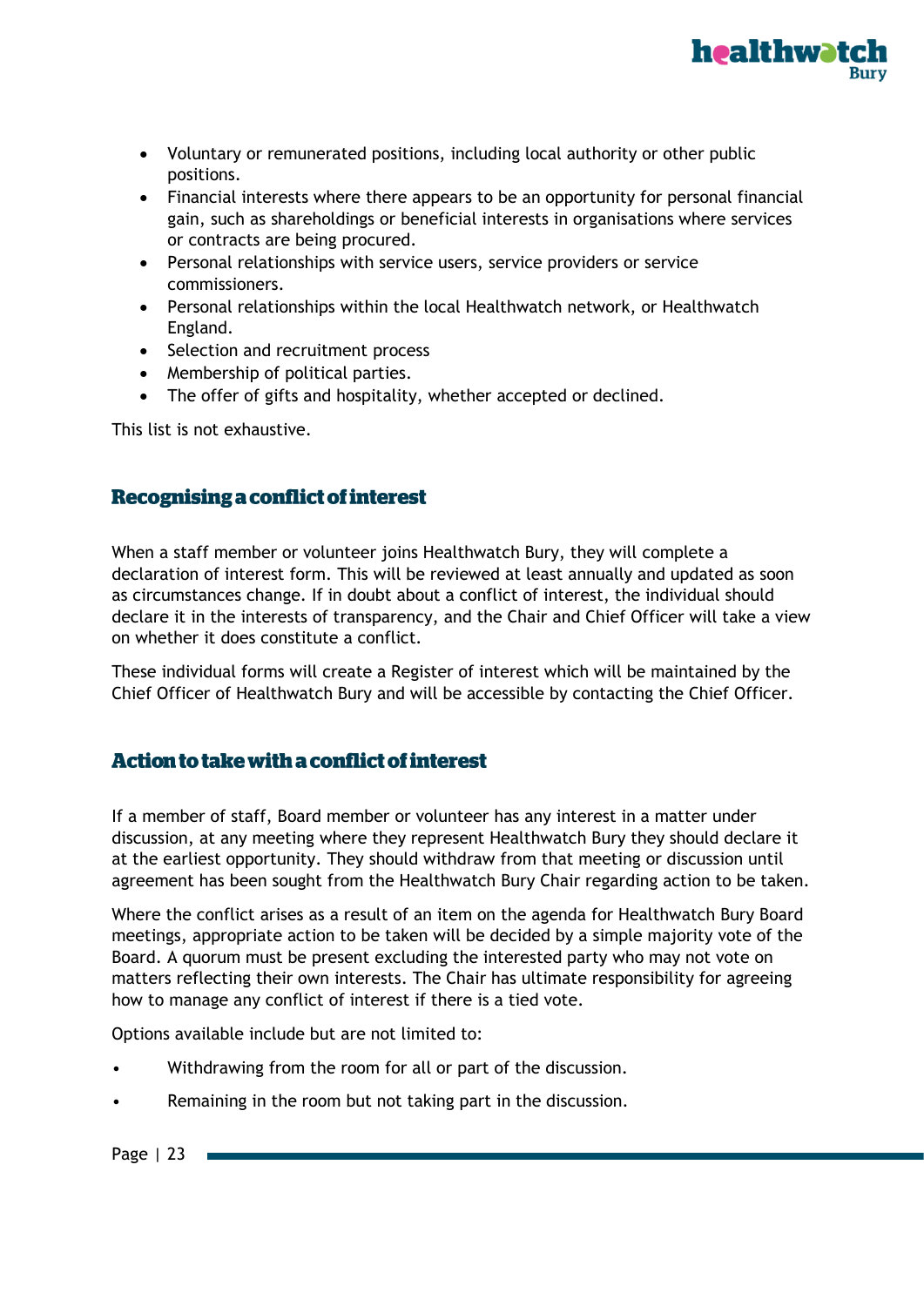- Voluntary or remunerated positions, including local authority or other public positions.
- Financial interests where there appears to be an opportunity for personal financial gain, such as shareholdings or beneficial interests in organisations where services or contracts are being procured.
- Personal relationships with service users, service providers or service commissioners.
- Personal relationships within the local Healthwatch network, or Healthwatch England.
- Selection and recruitment process
- Membership of political parties.
- The offer of gifts and hospitality, whether accepted or declined.

This list is not exhaustive.

## Recognising a conflict of interest

When a staff member or volunteer joins Healthwatch Bury, they will complete a declaration of interest form. This will be reviewed at least annually and updated as soon as circumstances change. If in doubt about a conflict of interest, the individual should declare it in the interests of transparency, and the Chair and Chief Officer will take a view on whether it does constitute a conflict.

These individual forms will create a Register of interest which will be maintained by the Chief Officer of Healthwatch Bury and will be accessible by contacting the Chief Officer.

## Action to take with a conflict of interest

If a member of staff, Board member or volunteer has any interest in a matter under discussion, at any meeting where they represent Healthwatch Bury they should declare it at the earliest opportunity. They should withdraw from that meeting or discussion until agreement has been sought from the Healthwatch Bury Chair regarding action to be taken.

Where the conflict arises as a result of an item on the agenda for Healthwatch Bury Board meetings, appropriate action to be taken will be decided by a simple majority vote of the Board. A quorum must be present excluding the interested party who may not vote on matters reflecting their own interests. The Chair has ultimate responsibility for agreeing how to manage any conflict of interest if there is a tied vote.

Options available include but are not limited to:

- Withdrawing from the room for all or part of the discussion.
- Remaining in the room but not taking part in the discussion.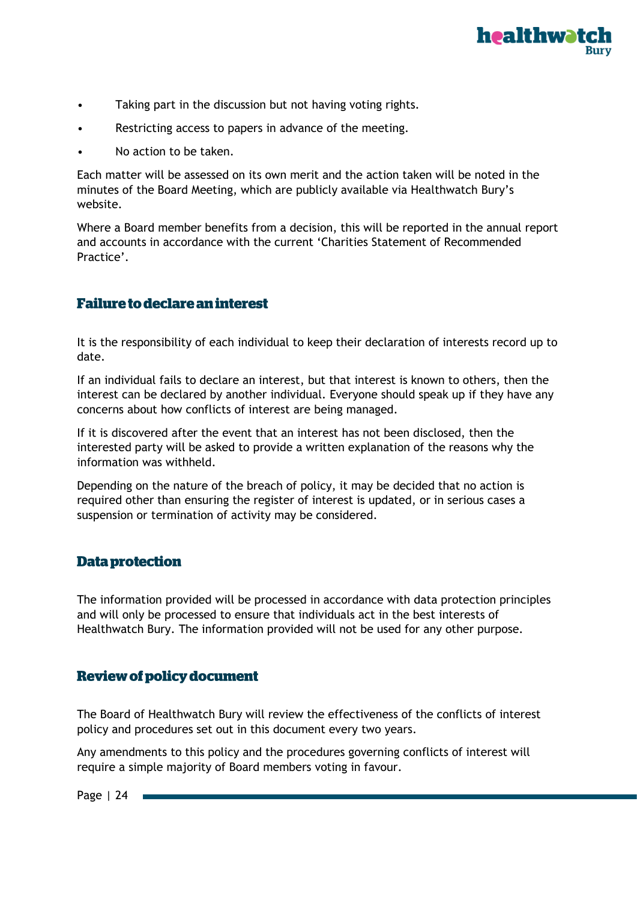- Taking part in the discussion but not having voting rights.
- Restricting access to papers in advance of the meeting.
- No action to be taken.

Each matter will be assessed on its own merit and the action taken will be noted in the minutes of the Board Meeting, which are publicly available via Healthwatch Bury's website.

Where a Board member benefits from a decision, this will be reported in the annual report and accounts in accordance with the current 'Charities Statement of Recommended Practice'.

## Failure to declare an interest

It is the responsibility of each individual to keep their declaration of interests record up to date.

If an individual fails to declare an interest, but that interest is known to others, then the interest can be declared by another individual. Everyone should speak up if they have any concerns about how conflicts of interest are being managed.

If it is discovered after the event that an interest has not been disclosed, then the interested party will be asked to provide a written explanation of the reasons why the information was withheld.

Depending on the nature of the breach of policy, it may be decided that no action is required other than ensuring the register of interest is updated, or in serious cases a suspension or termination of activity may be considered.

## Data protection

The information provided will be processed in accordance with data protection principles and will only be processed to ensure that individuals act in the best interests of Healthwatch Bury. The information provided will not be used for any other purpose.

## Review of policy document

The Board of Healthwatch Bury will review the effectiveness of the conflicts of interest policy and procedures set out in this document every two years.

Any amendments to this policy and the procedures governing conflicts of interest will require a simple majority of Board members voting in favour.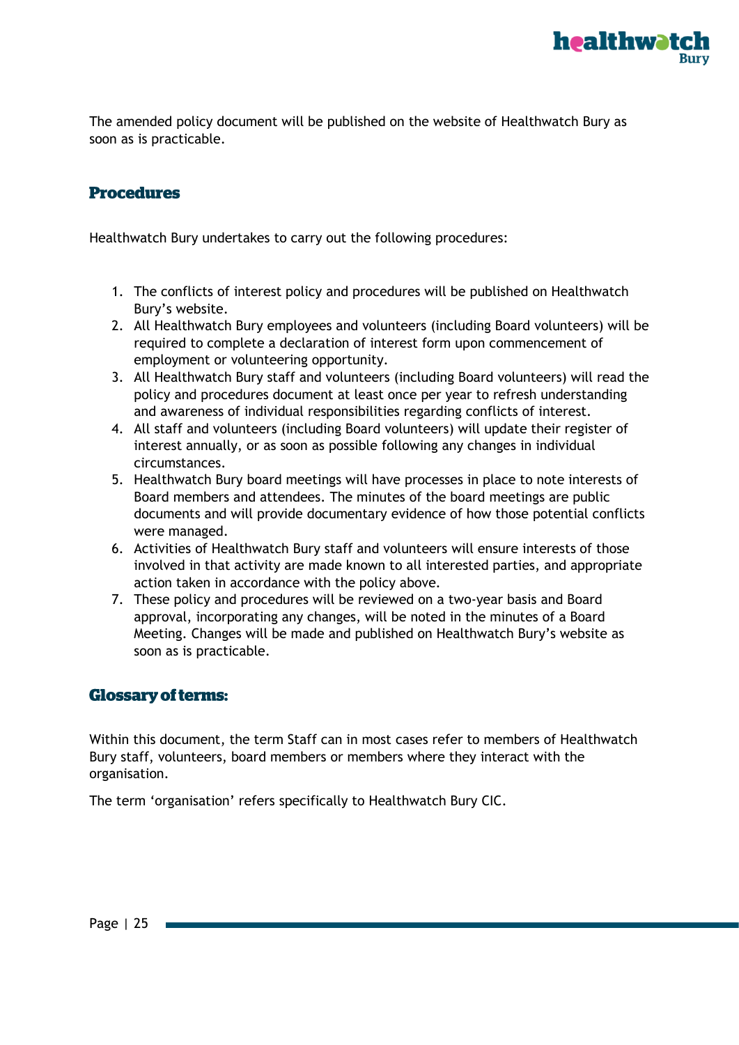The amended policy document will be published on the website of Healthwatch Bury as soon as is practicable.

## Procedures

Healthwatch Bury undertakes to carry out the following procedures:

1. The conflicts of interest policy and procedures will be published on Healthwatch Bury's website.
2. All Healthwatch Bury employees and volunteers (including Board volunteers) will be required to complete a declaration of interest form upon commencement of employment or volunteering opportunity.
3. All Healthwatch Bury staff and volunteers (including Board volunteers) will read the policy and procedures document at least once per year to refresh understanding and awareness of individual responsibilities regarding conflicts of interest.
4. All staff and volunteers (including Board volunteers) will update their register of interest annually, or as soon as possible following any changes in individual circumstances.
5. Healthwatch Bury board meetings will have processes in place to note interests of Board members and attendees. The minutes of the board meetings are public documents and will provide documentary evidence of how those potential conflicts were managed.
6. Activities of Healthwatch Bury staff and volunteers will ensure interests of those involved in that activity are made known to all interested parties, and appropriate action taken in accordance with the policy above.
7. These policy and procedures will be reviewed on a two-year basis and Board approval, incorporating any changes, will be noted in the minutes of a Board Meeting. Changes will be made and published on Healthwatch Bury's website as soon as is practicable.

## Glossary of terms:

Within this document, the term Staff can in most cases refer to members of Healthwatch Bury staff, volunteers, board members or members where they interact with the organisation.

The term 'organisation' refers specifically to Healthwatch Bury CIC.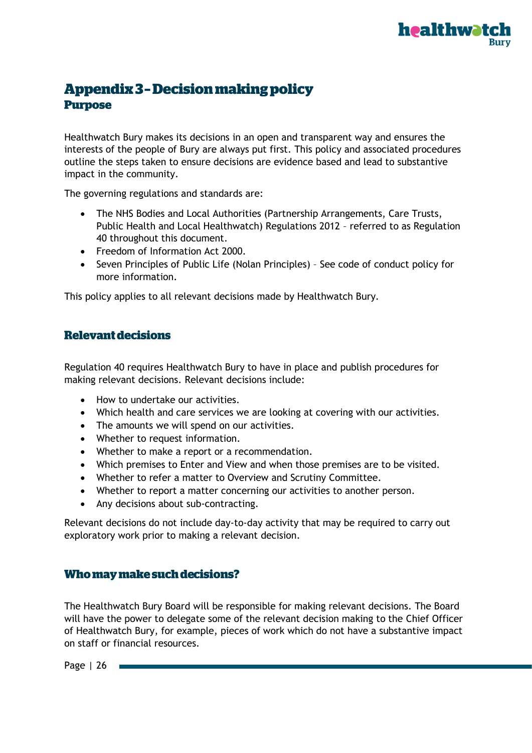# Appendix 3 - Decision making policy

## Purpose

Healthwatch Bury makes its decisions in an open and transparent way and ensures the interests of the people of Bury are always put first. This policy and associated procedures outline the steps taken to ensure decisions are evidence based and lead to substantive impact in the community.

The governing regulations and standards are:

- The NHS Bodies and Local Authorities (Partnership Arrangements, Care Trusts, Public Health and Local Healthwatch) Regulations 2012 – referred to as Regulation 40 throughout this document.
- Freedom of Information Act 2000.
- Seven Principles of Public Life (Nolan Principles) – See code of conduct policy for more information.

This policy applies to all relevant decisions made by Healthwatch Bury.

## Relevant decisions

Regulation 40 requires Healthwatch Bury to have in place and publish procedures for making relevant decisions. Relevant decisions include:

- How to undertake our activities.
- Which health and care services we are looking at covering with our activities.
- The amounts we will spend on our activities.
- Whether to request information.
- Whether to make a report or a recommendation.
- Which premises to Enter and View and when those premises are to be visited.
- Whether to refer a matter to Overview and Scrutiny Committee.
- Whether to report a matter concerning our activities to another person.
- Any decisions about sub-contracting.

Relevant decisions do not include day-to-day activity that may be required to carry out exploratory work prior to making a relevant decision.

## Who may make such decisions?

The Healthwatch Bury Board will be responsible for making relevant decisions. The Board will have the power to delegate some of the relevant decision making to the Chief Officer of Healthwatch Bury, for example, pieces of work which do not have a substantive impact on staff or financial resources.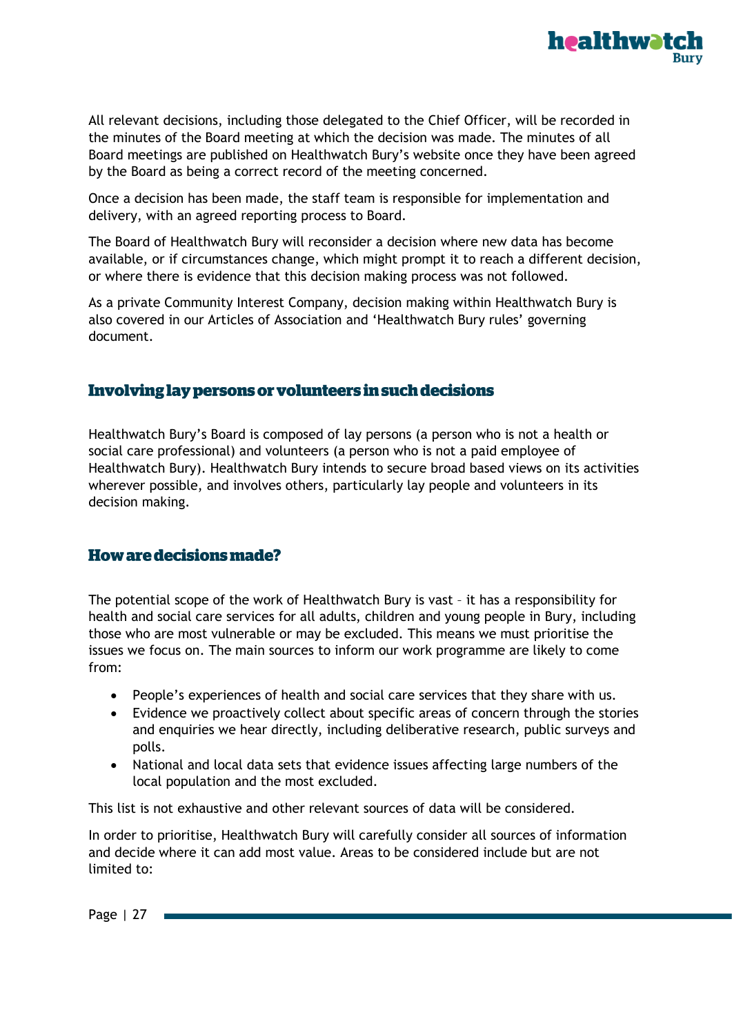All relevant decisions, including those delegated to the Chief Officer, will be recorded in the minutes of the Board meeting at which the decision was made. The minutes of all Board meetings are published on Healthwatch Bury's website once they have been agreed by the Board as being a correct record of the meeting concerned.

Once a decision has been made, the staff team is responsible for implementation and delivery, with an agreed reporting process to Board.

The Board of Healthwatch Bury will reconsider a decision where new data has become available, or if circumstances change, which might prompt it to reach a different decision, or where there is evidence that this decision making process was not followed.

As a private Community Interest Company, decision making within Healthwatch Bury is also covered in our Articles of Association and 'Healthwatch Bury rules' governing document.

## Involving lay persons or volunteers in such decisions

Healthwatch Bury's Board is composed of lay persons (a person who is not a health or social care professional) and volunteers (a person who is not a paid employee of Healthwatch Bury). Healthwatch Bury intends to secure broad based views on its activities wherever possible, and involves others, particularly lay people and volunteers in its decision making.

## How are decisions made?

The potential scope of the work of Healthwatch Bury is vast – it has a responsibility for health and social care services for all adults, children and young people in Bury, including those who are most vulnerable or may be excluded. This means we must prioritise the issues we focus on. The main sources to inform our work programme are likely to come from:

- People's experiences of health and social care services that they share with us.
- Evidence we proactively collect about specific areas of concern through the stories and enquiries we hear directly, including deliberative research, public surveys and polls.
- National and local data sets that evidence issues affecting large numbers of the local population and the most excluded.

This list is not exhaustive and other relevant sources of data will be considered.

In order to prioritise, Healthwatch Bury will carefully consider all sources of information and decide where it can add most value. Areas to be considered include but are not limited to: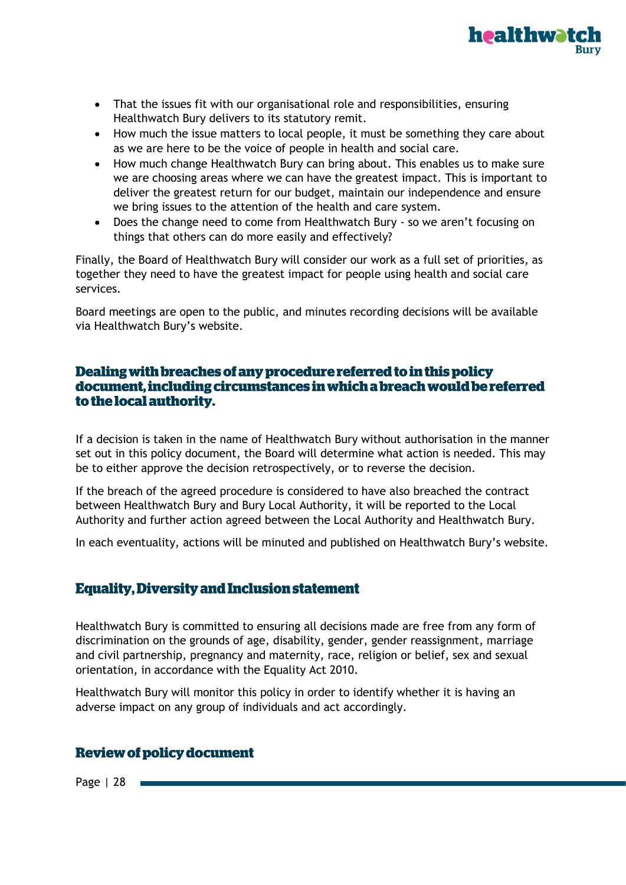- That the issues fit with our organisational role and responsibilities, ensuring Healthwatch Bury delivers to its statutory remit.
- How much the issue matters to local people, it must be something they care about as we are here to be the voice of people in health and social care.
- How much change Healthwatch Bury can bring about. This enables us to make sure we are choosing areas where we can have the greatest impact. This is important to deliver the greatest return for our budget, maintain our independence and ensure we bring issues to the attention of the health and care system.
- Does the change need to come from Healthwatch Bury - so we aren't focusing on things that others can do more easily and effectively?

Finally, the Board of Healthwatch Bury will consider our work as a full set of priorities, as together they need to have the greatest impact for people using health and social care services.

Board meetings are open to the public, and minutes recording decisions will be available via Healthwatch Bury's website.

## Dealing with breaches of any procedure referred to in this policy document, including circumstances in which a breach would be referred to the local authority.

If a decision is taken in the name of Healthwatch Bury without authorisation in the manner set out in this policy document, the Board will determine what action is needed. This may be to either approve the decision retrospectively, or to reverse the decision.

If the breach of the agreed procedure is considered to have also breached the contract between Healthwatch Bury and Bury Local Authority, it will be reported to the Local Authority and further action agreed between the Local Authority and Healthwatch Bury.

In each eventuality, actions will be minuted and published on Healthwatch Bury's website.

## Equality, Diversity and Inclusion statement

Healthwatch Bury is committed to ensuring all decisions made are free from any form of discrimination on the grounds of age, disability, gender, gender reassignment, marriage and civil partnership, pregnancy and maternity, race, religion or belief, sex and sexual orientation, in accordance with the Equality Act 2010.

Healthwatch Bury will monitor this policy in order to identify whether it is having an adverse impact on any group of individuals and act accordingly.

## Review of policy document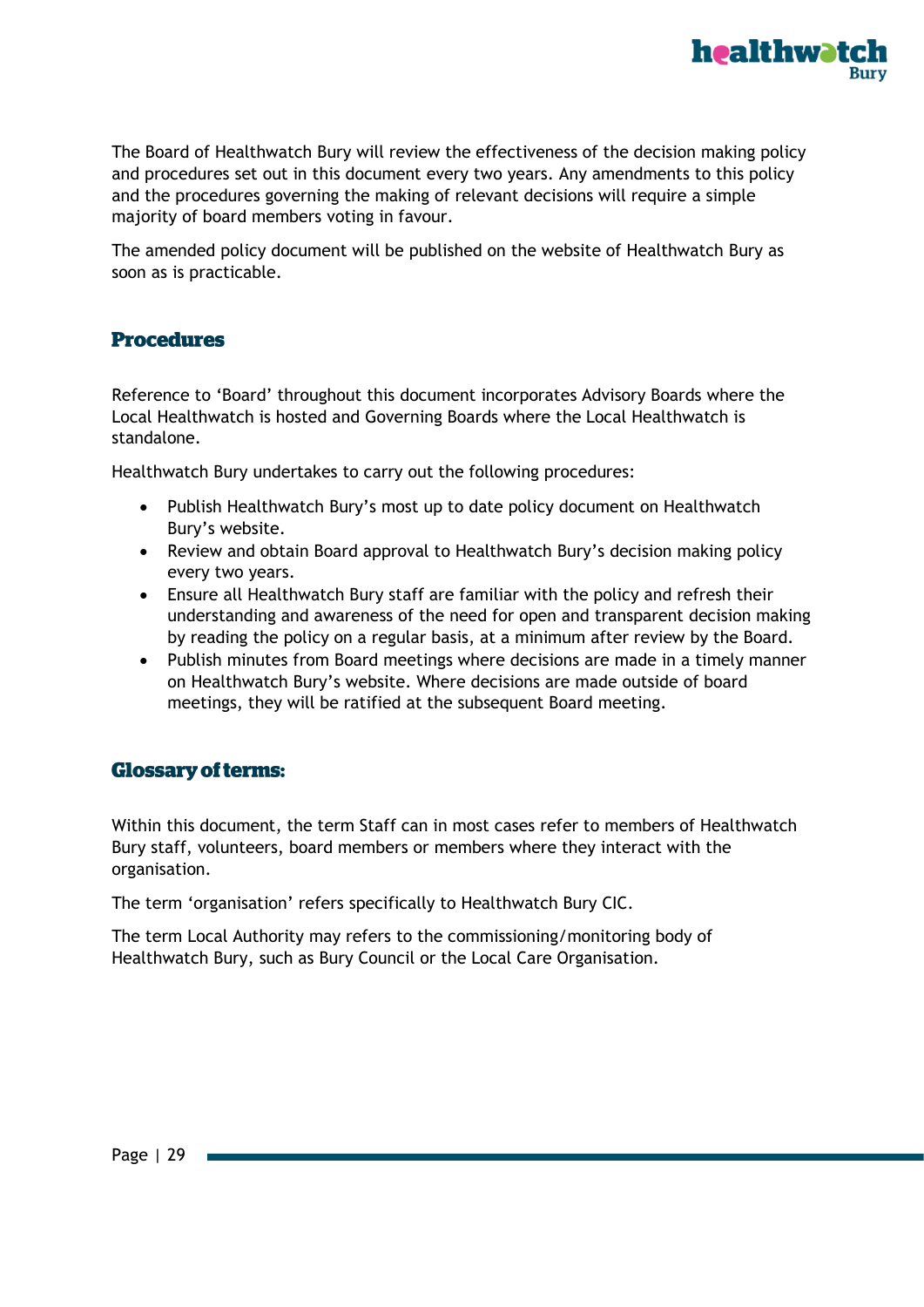The Board of Healthwatch Bury will review the effectiveness of the decision making policy and procedures set out in this document every two years. Any amendments to this policy and the procedures governing the making of relevant decisions will require a simple majority of board members voting in favour.

The amended policy document will be published on the website of Healthwatch Bury as soon as is practicable.

## Procedures

Reference to 'Board' throughout this document incorporates Advisory Boards where the Local Healthwatch is hosted and Governing Boards where the Local Healthwatch is standalone.

Healthwatch Bury undertakes to carry out the following procedures:

- Publish Healthwatch Bury's most up to date policy document on Healthwatch Bury's website.
- Review and obtain Board approval to Healthwatch Bury's decision making policy every two years.
- Ensure all Healthwatch Bury staff are familiar with the policy and refresh their understanding and awareness of the need for open and transparent decision making by reading the policy on a regular basis, at a minimum after review by the Board.
- Publish minutes from Board meetings where decisions are made in a timely manner on Healthwatch Bury's website. Where decisions are made outside of board meetings, they will be ratified at the subsequent Board meeting.

## Glossary of terms:

Within this document, the term Staff can in most cases refer to members of Healthwatch Bury staff, volunteers, board members or members where they interact with the organisation.

The term 'organisation' refers specifically to Healthwatch Bury CIC.

The term Local Authority may refers to the commissioning/monitoring body of Healthwatch Bury, such as Bury Council or the Local Care Organisation.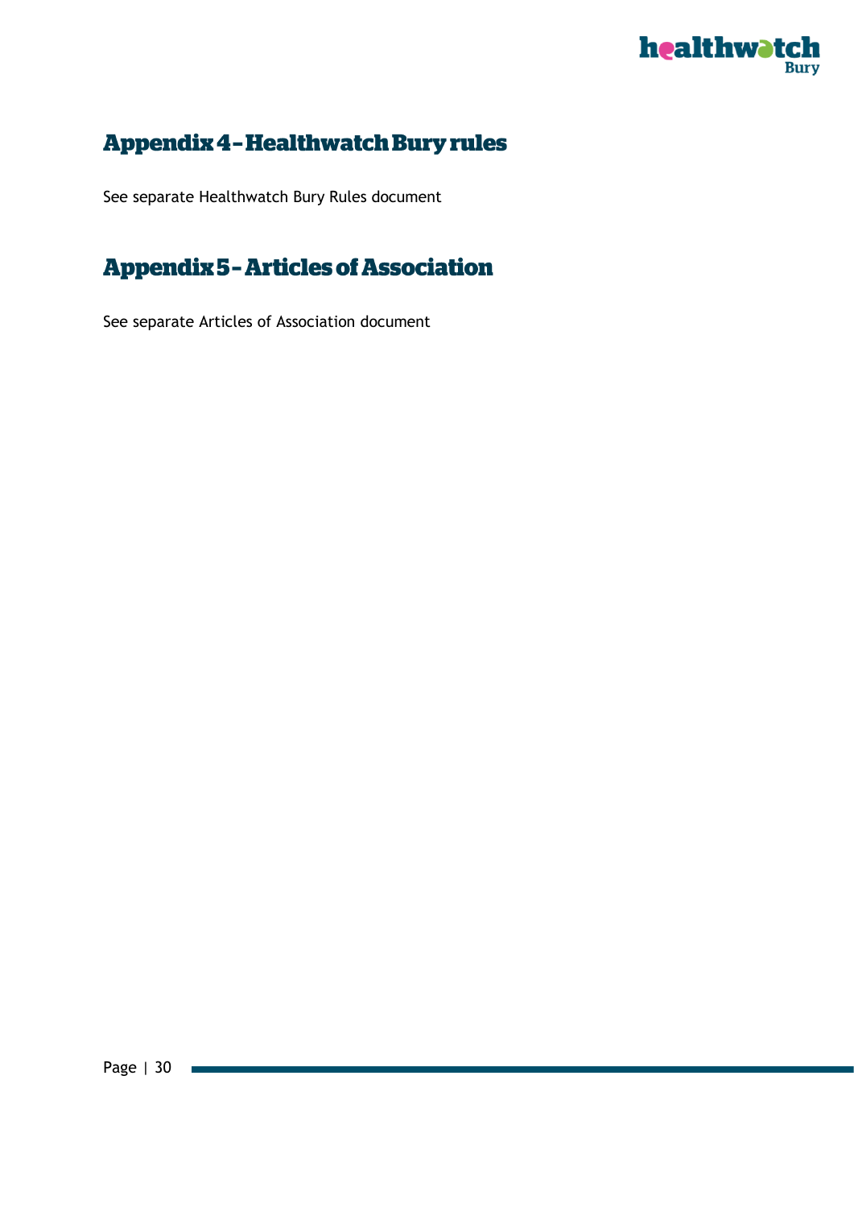## Appendix 4 – Healthwatch Bury rules

See separate Healthwatch Bury Rules document

## Appendix 5 – Articles of Association

See separate Articles of Association document